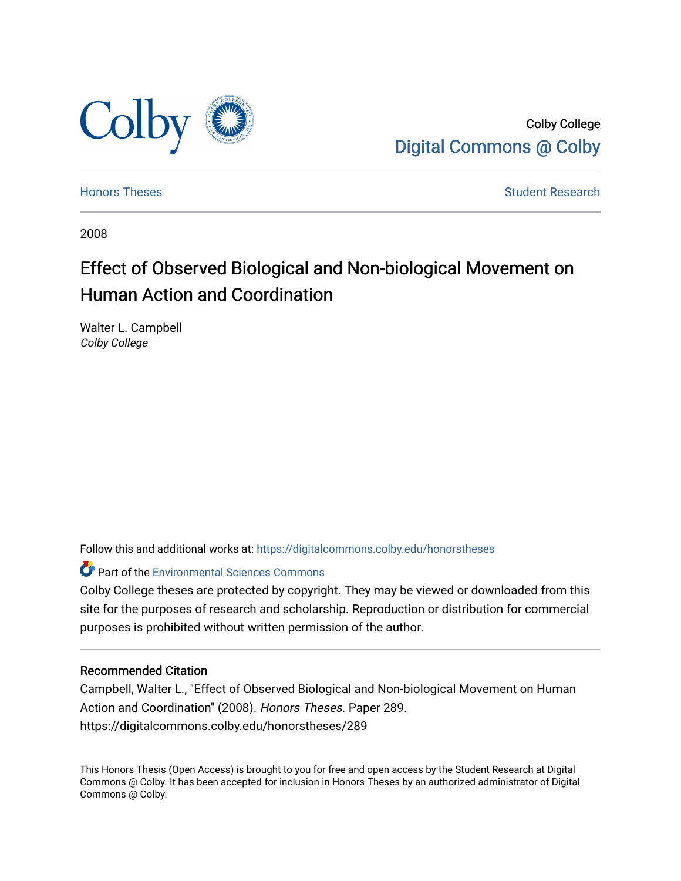Colby College

Digital Commons @ Colby

Honors Theses | Student Research

2008

# Effect of Observed Biological and Non-biological Movement on Human Action and Coordination

Walter L. Campbell
*Colby College*

Follow this and additional works at: https://digitalcommons.colby.edu/honorstheses

Part of the Environmental Sciences Commons

Colby College theses are protected by copyright. They may be viewed or downloaded from this site for the purposes of research and scholarship. Reproduction or distribution for commercial purposes is prohibited without written permission of the author.

### Recommended Citation

Campbell, Walter L., "Effect of Observed Biological and Non-biological Movement on Human Action and Coordination" (2008). *Honors Theses*. Paper 289.
https://digitalcommons.colby.edu/honorstheses/289

This Honors Thesis (Open Access) is brought to you for free and open access by the Student Research at Digital Commons @ Colby. It has been accepted for inclusion in Honors Theses by an authorized administrator of Digital Commons @ Colby.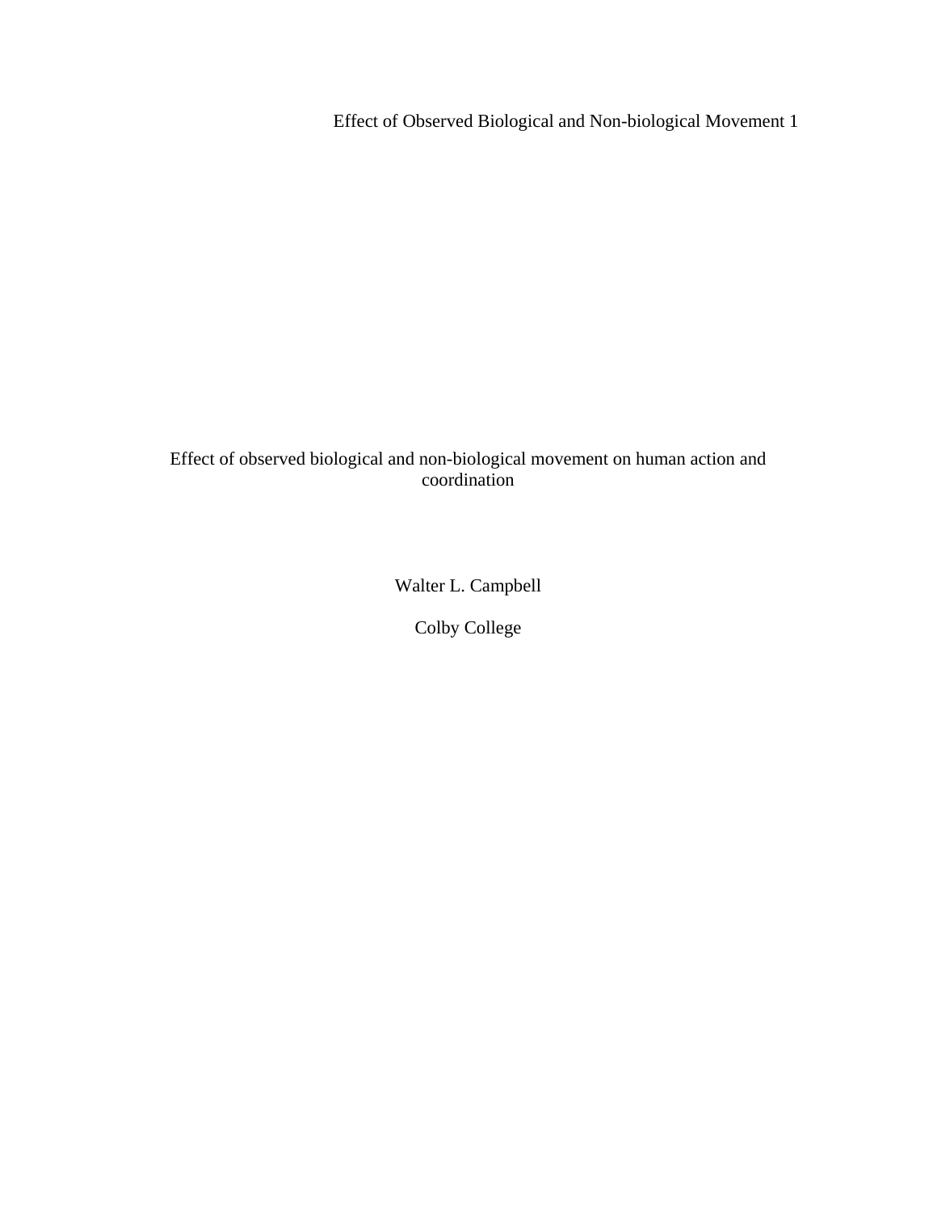# Effect of observed biological and non-biological movement on human action and coordination

Walter L. Campbell

Colby College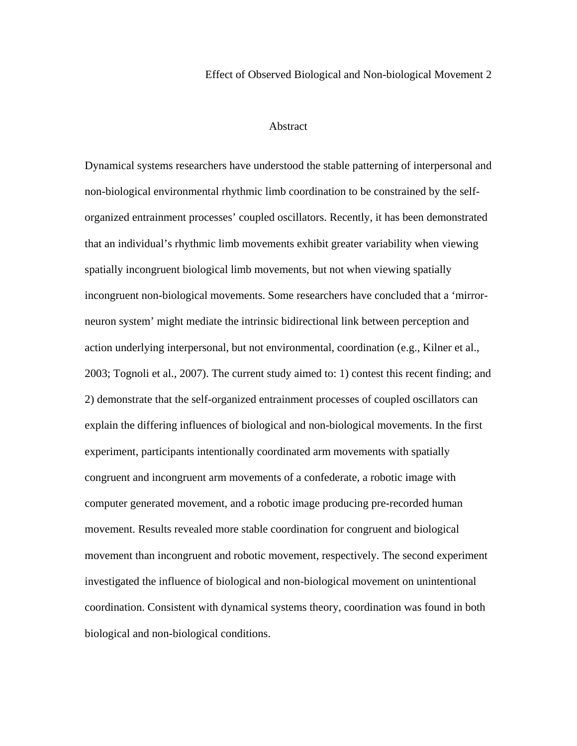# Abstract

Dynamical systems researchers have understood the stable patterning of interpersonal and non-biological environmental rhythmic limb coordination to be constrained by the self-organized entrainment processes' coupled oscillators. Recently, it has been demonstrated that an individual's rhythmic limb movements exhibit greater variability when viewing spatially incongruent biological limb movements, but not when viewing spatially incongruent non-biological movements. Some researchers have concluded that a 'mirror-neuron system' might mediate the intrinsic bidirectional link between perception and action underlying interpersonal, but not environmental, coordination (e.g., Kilner et al., 2003; Tognoli et al., 2007). The current study aimed to: 1) contest this recent finding; and 2) demonstrate that the self-organized entrainment processes of coupled oscillators can explain the differing influences of biological and non-biological movements. In the first experiment, participants intentionally coordinated arm movements with spatially congruent and incongruent arm movements of a confederate, a robotic image with computer generated movement, and a robotic image producing pre-recorded human movement. Results revealed more stable coordination for congruent and biological movement than incongruent and robotic movement, respectively. The second experiment investigated the influence of biological and non-biological movement on unintentional coordination. Consistent with dynamical systems theory, coordination was found in both biological and non-biological conditions.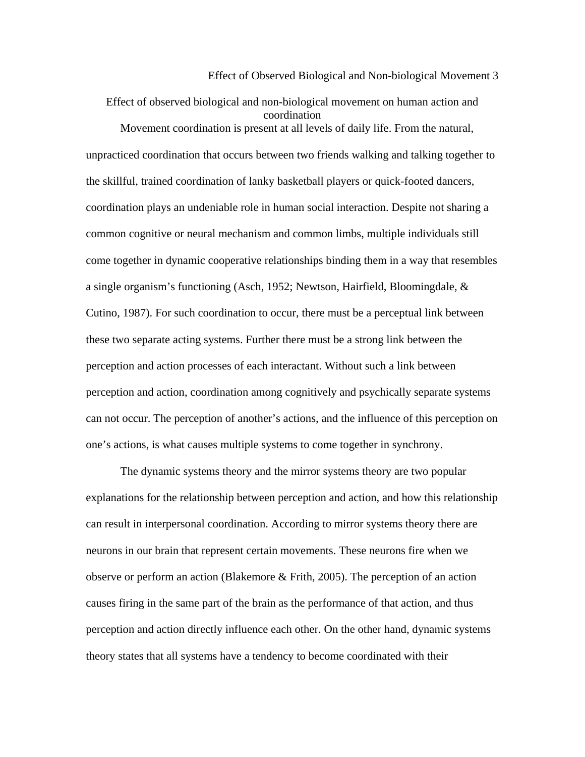# Effect of observed biological and non-biological movement on human action and coordination

Movement coordination is present at all levels of daily life. From the natural, unpracticed coordination that occurs between two friends walking and talking together to the skillful, trained coordination of lanky basketball players or quick-footed dancers, coordination plays an undeniable role in human social interaction. Despite not sharing a common cognitive or neural mechanism and common limbs, multiple individuals still come together in dynamic cooperative relationships binding them in a way that resembles a single organism's functioning (Asch, 1952; Newtson, Hairfield, Bloomingdale, & Cutino, 1987). For such coordination to occur, there must be a perceptual link between these two separate acting systems. Further there must be a strong link between the perception and action processes of each interactant. Without such a link between perception and action, coordination among cognitively and psychically separate systems can not occur. The perception of another's actions, and the influence of this perception on one's actions, is what causes multiple systems to come together in synchrony.

The dynamic systems theory and the mirror systems theory are two popular explanations for the relationship between perception and action, and how this relationship can result in interpersonal coordination. According to mirror systems theory there are neurons in our brain that represent certain movements. These neurons fire when we observe or perform an action (Blakemore & Frith, 2005). The perception of an action causes firing in the same part of the brain as the performance of that action, and thus perception and action directly influence each other. On the other hand, dynamic systems theory states that all systems have a tendency to become coordinated with their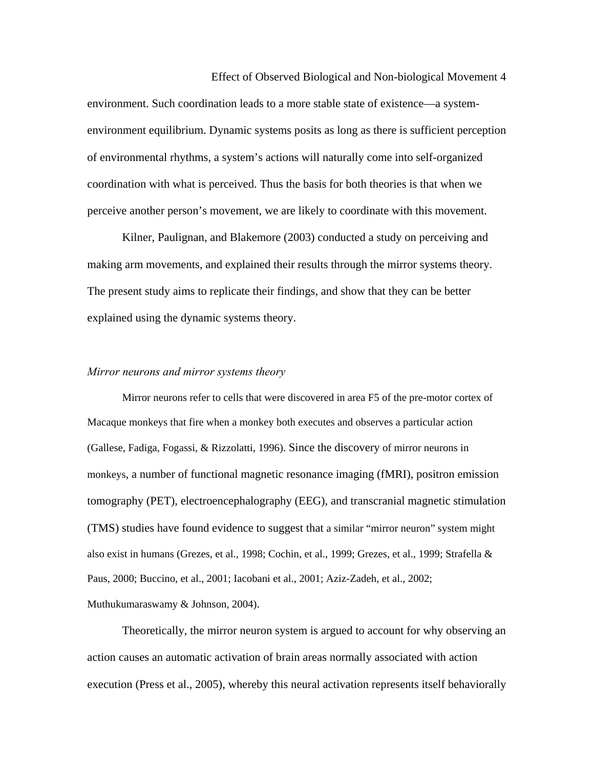environment. Such coordination leads to a more stable state of existence—a system-environment equilibrium. Dynamic systems posits as long as there is sufficient perception of environmental rhythms, a system's actions will naturally come into self-organized coordination with what is perceived. Thus the basis for both theories is that when we perceive another person's movement, we are likely to coordinate with this movement.

Kilner, Paulignan, and Blakemore (2003) conducted a study on perceiving and making arm movements, and explained their results through the mirror systems theory. The present study aims to replicate their findings, and show that they can be better explained using the dynamic systems theory.

### *Mirror neurons and mirror systems theory*

Mirror neurons refer to cells that were discovered in area F5 of the pre-motor cortex of Macaque monkeys that fire when a monkey both executes and observes a particular action (Gallese, Fadiga, Fogassi, & Rizzolatti, 1996). Since the discovery of mirror neurons in monkeys, a number of functional magnetic resonance imaging (fMRI), positron emission tomography (PET), electroencephalography (EEG), and transcranial magnetic stimulation (TMS) studies have found evidence to suggest that a similar "mirror neuron" system might also exist in humans (Grezes, et al., 1998; Cochin, et al., 1999; Grezes, et al., 1999; Strafella & Paus, 2000; Buccino, et al., 2001; Iacobani et al., 2001; Aziz-Zadeh, et al., 2002; Muthukumaraswamy & Johnson, 2004).

Theoretically, the mirror neuron system is argued to account for why observing an action causes an automatic activation of brain areas normally associated with action execution (Press et al., 2005), whereby this neural activation represents itself behaviorally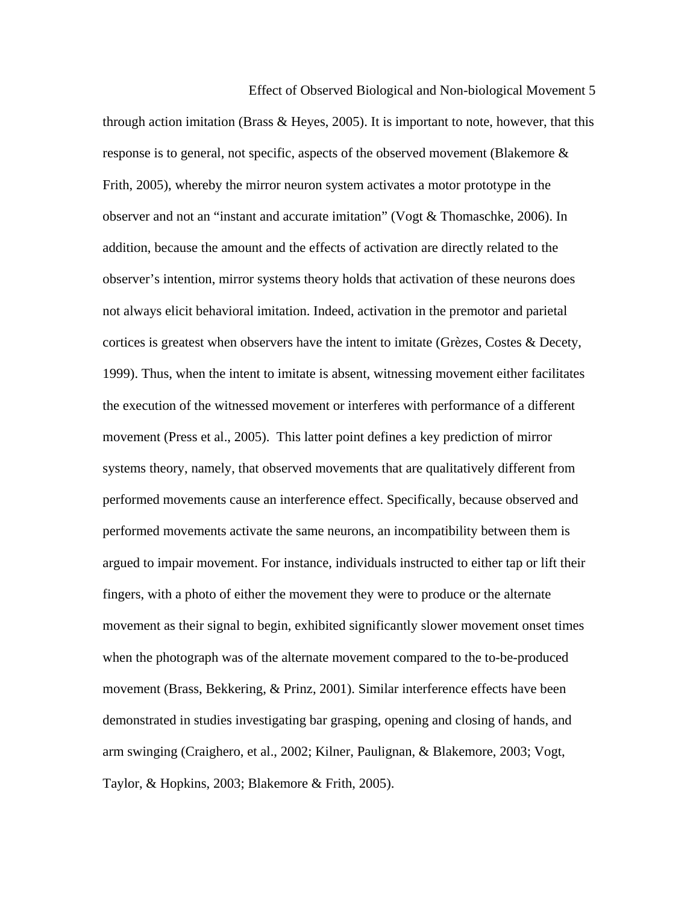through action imitation (Brass & Heyes, 2005). It is important to note, however, that this response is to general, not specific, aspects of the observed movement (Blakemore & Frith, 2005), whereby the mirror neuron system activates a motor prototype in the observer and not an "instant and accurate imitation" (Vogt & Thomaschke, 2006). In addition, because the amount and the effects of activation are directly related to the observer's intention, mirror systems theory holds that activation of these neurons does not always elicit behavioral imitation. Indeed, activation in the premotor and parietal cortices is greatest when observers have the intent to imitate (Grèzes, Costes & Decety, 1999). Thus, when the intent to imitate is absent, witnessing movement either facilitates the execution of the witnessed movement or interferes with performance of a different movement (Press et al., 2005). This latter point defines a key prediction of mirror systems theory, namely, that observed movements that are qualitatively different from performed movements cause an interference effect. Specifically, because observed and performed movements activate the same neurons, an incompatibility between them is argued to impair movement. For instance, individuals instructed to either tap or lift their fingers, with a photo of either the movement they were to produce or the alternate movement as their signal to begin, exhibited significantly slower movement onset times when the photograph was of the alternate movement compared to the to-be-produced movement (Brass, Bekkering, & Prinz, 2001). Similar interference effects have been demonstrated in studies investigating bar grasping, opening and closing of hands, and arm swinging (Craighero, et al., 2002; Kilner, Paulignan, & Blakemore, 2003; Vogt, Taylor, & Hopkins, 2003; Blakemore & Frith, 2005).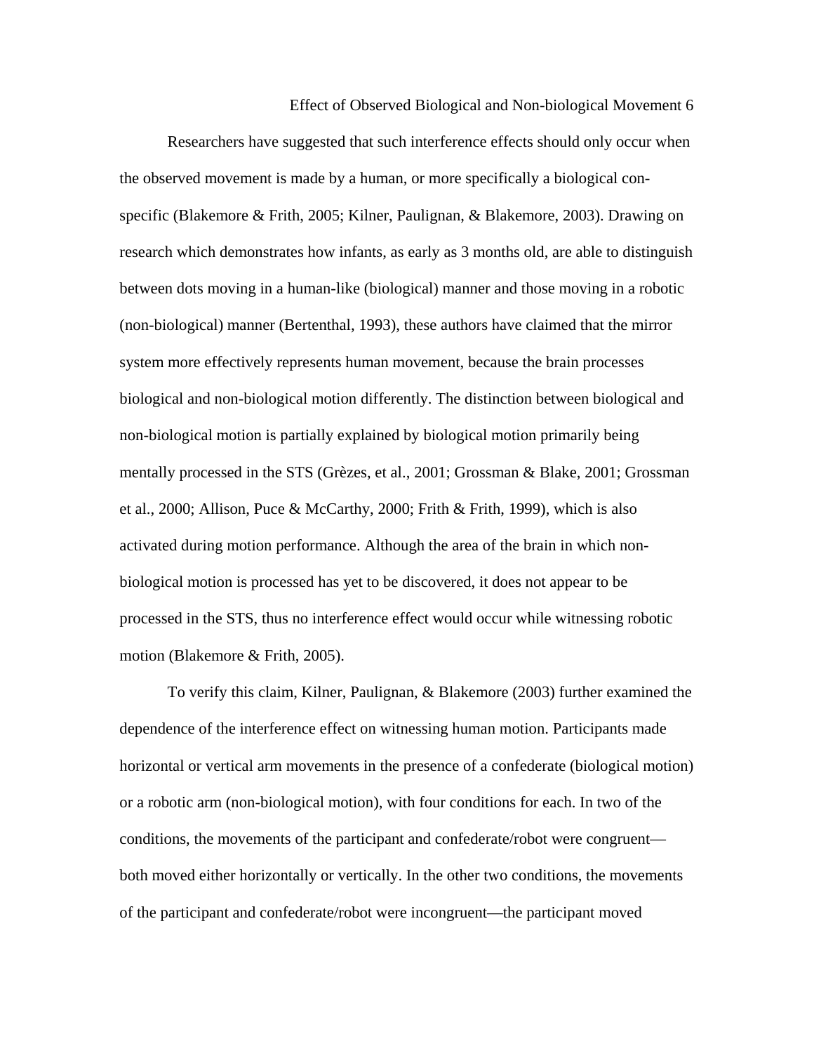Researchers have suggested that such interference effects should only occur when the observed movement is made by a human, or more specifically a biological con-specific (Blakemore & Frith, 2005; Kilner, Paulignan, & Blakemore, 2003). Drawing on research which demonstrates how infants, as early as 3 months old, are able to distinguish between dots moving in a human-like (biological) manner and those moving in a robotic (non-biological) manner (Bertenthal, 1993), these authors have claimed that the mirror system more effectively represents human movement, because the brain processes biological and non-biological motion differently. The distinction between biological and non-biological motion is partially explained by biological motion primarily being mentally processed in the STS (Grèzes, et al., 2001; Grossman & Blake, 2001; Grossman et al., 2000; Allison, Puce & McCarthy, 2000; Frith & Frith, 1999), which is also activated during motion performance. Although the area of the brain in which non-biological motion is processed has yet to be discovered, it does not appear to be processed in the STS, thus no interference effect would occur while witnessing robotic motion (Blakemore & Frith, 2005).

To verify this claim, Kilner, Paulignan, & Blakemore (2003) further examined the dependence of the interference effect on witnessing human motion. Participants made horizontal or vertical arm movements in the presence of a confederate (biological motion) or a robotic arm (non-biological motion), with four conditions for each. In two of the conditions, the movements of the participant and confederate/robot were congruent—both moved either horizontally or vertically. In the other two conditions, the movements of the participant and confederate/robot were incongruent—the participant moved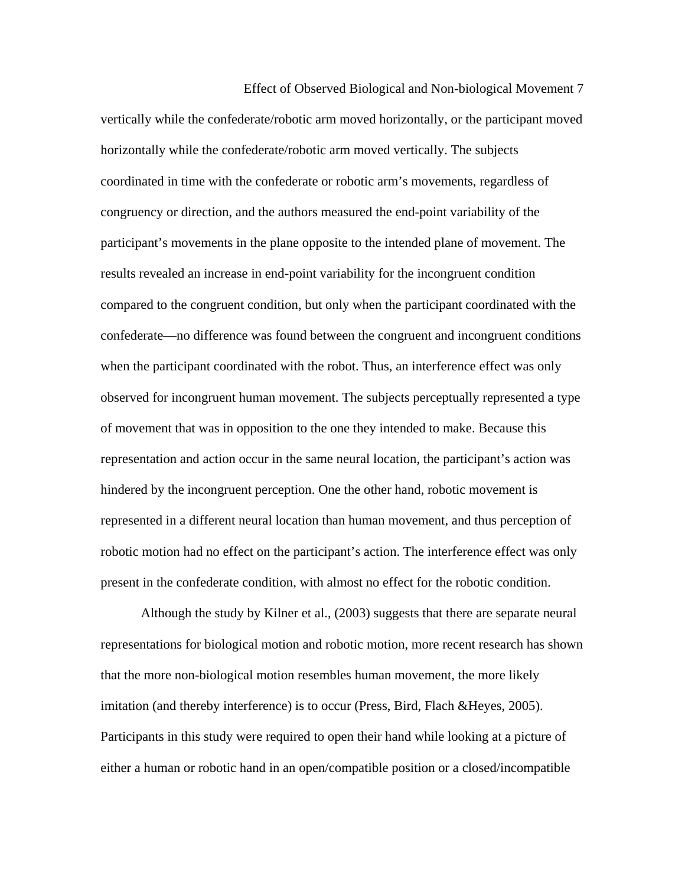vertically while the confederate/robotic arm moved horizontally, or the participant moved horizontally while the confederate/robotic arm moved vertically. The subjects coordinated in time with the confederate or robotic arm's movements, regardless of congruency or direction, and the authors measured the end-point variability of the participant's movements in the plane opposite to the intended plane of movement. The results revealed an increase in end-point variability for the incongruent condition compared to the congruent condition, but only when the participant coordinated with the confederate—no difference was found between the congruent and incongruent conditions when the participant coordinated with the robot. Thus, an interference effect was only observed for incongruent human movement. The subjects perceptually represented a type of movement that was in opposition to the one they intended to make. Because this representation and action occur in the same neural location, the participant's action was hindered by the incongruent perception. One the other hand, robotic movement is represented in a different neural location than human movement, and thus perception of robotic motion had no effect on the participant's action. The interference effect was only present in the confederate condition, with almost no effect for the robotic condition.

Although the study by Kilner et al., (2003) suggests that there are separate neural representations for biological motion and robotic motion, more recent research has shown that the more non-biological motion resembles human movement, the more likely imitation (and thereby interference) is to occur (Press, Bird, Flach &Heyes, 2005). Participants in this study were required to open their hand while looking at a picture of either a human or robotic hand in an open/compatible position or a closed/incompatible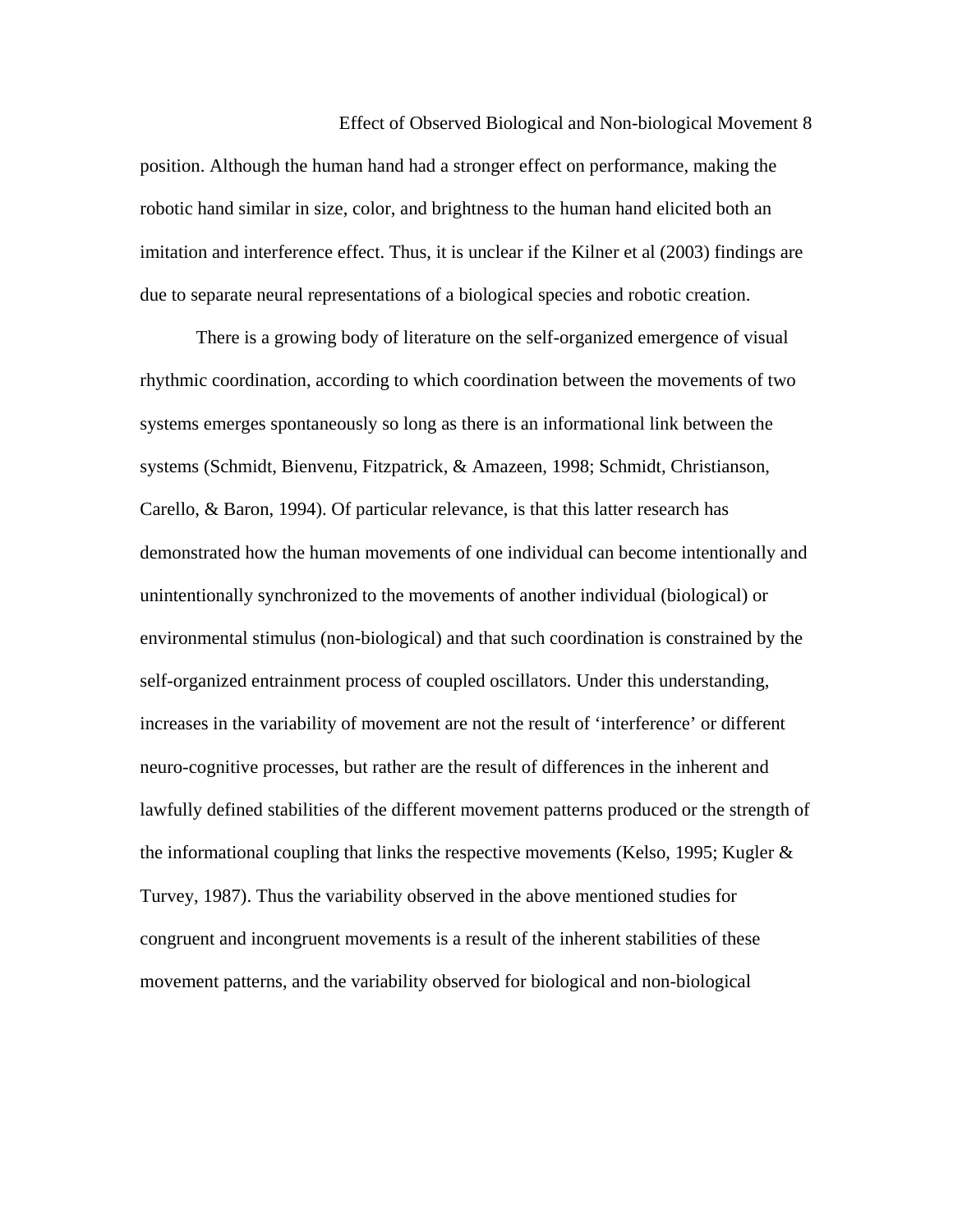position. Although the human hand had a stronger effect on performance, making the robotic hand similar in size, color, and brightness to the human hand elicited both an imitation and interference effect. Thus, it is unclear if the Kilner et al (2003) findings are due to separate neural representations of a biological species and robotic creation.

There is a growing body of literature on the self-organized emergence of visual rhythmic coordination, according to which coordination between the movements of two systems emerges spontaneously so long as there is an informational link between the systems (Schmidt, Bienvenu, Fitzpatrick, & Amazeen, 1998; Schmidt, Christianson, Carello, & Baron, 1994). Of particular relevance, is that this latter research has demonstrated how the human movements of one individual can become intentionally and unintentionally synchronized to the movements of another individual (biological) or environmental stimulus (non-biological) and that such coordination is constrained by the self-organized entrainment process of coupled oscillators. Under this understanding, increases in the variability of movement are not the result of 'interference' or different neuro-cognitive processes, but rather are the result of differences in the inherent and lawfully defined stabilities of the different movement patterns produced or the strength of the informational coupling that links the respective movements (Kelso, 1995; Kugler & Turvey, 1987). Thus the variability observed in the above mentioned studies for congruent and incongruent movements is a result of the inherent stabilities of these movement patterns, and the variability observed for biological and non-biological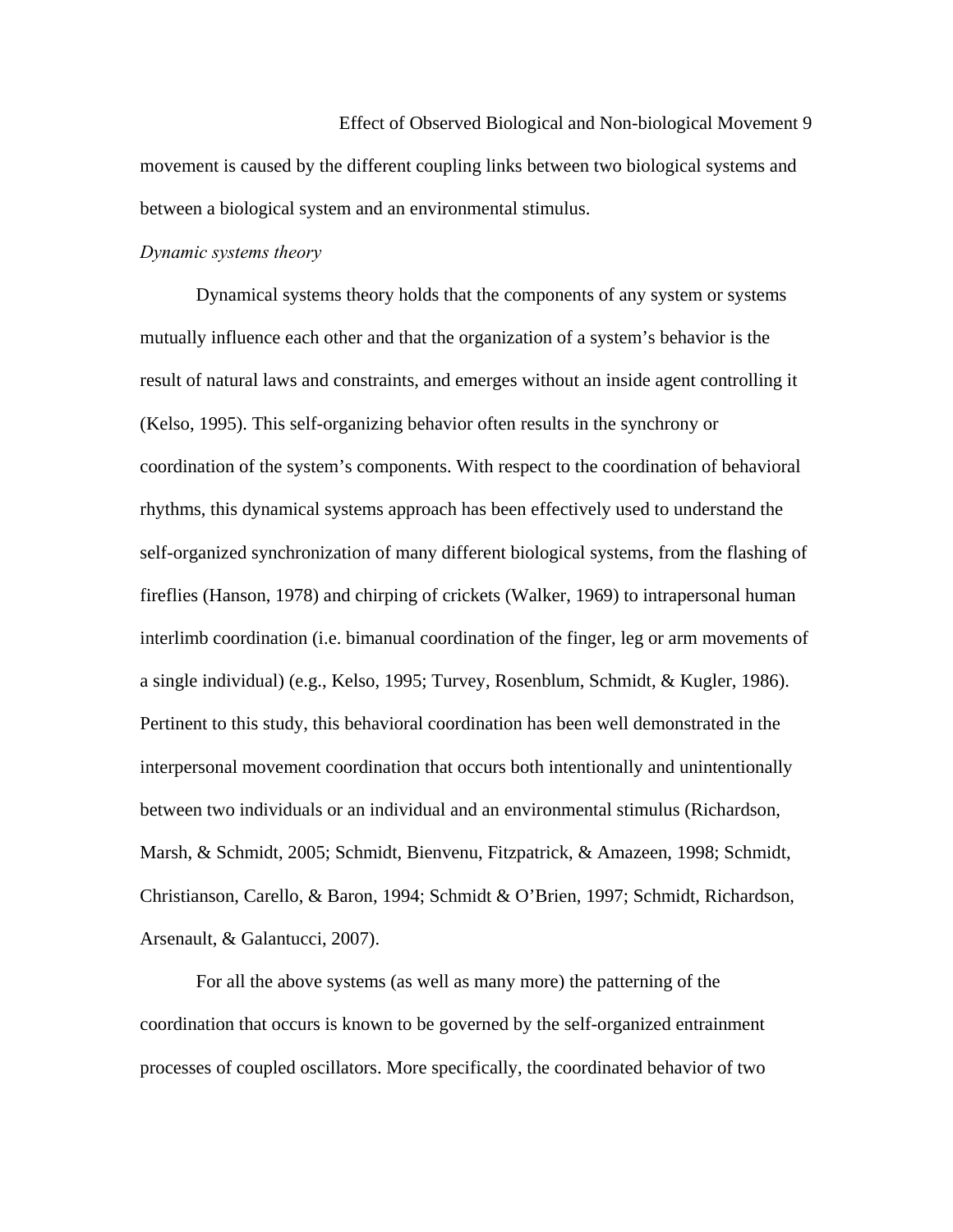movement is caused by the different coupling links between two biological systems and between a biological system and an environmental stimulus.

*Dynamic systems theory*

Dynamical systems theory holds that the components of any system or systems mutually influence each other and that the organization of a system's behavior is the result of natural laws and constraints, and emerges without an inside agent controlling it (Kelso, 1995). This self-organizing behavior often results in the synchrony or coordination of the system's components. With respect to the coordination of behavioral rhythms, this dynamical systems approach has been effectively used to understand the self-organized synchronization of many different biological systems, from the flashing of fireflies (Hanson, 1978) and chirping of crickets (Walker, 1969) to intrapersonal human interlimb coordination (i.e. bimanual coordination of the finger, leg or arm movements of a single individual) (e.g., Kelso, 1995; Turvey, Rosenblum, Schmidt, & Kugler, 1986). Pertinent to this study, this behavioral coordination has been well demonstrated in the interpersonal movement coordination that occurs both intentionally and unintentionally between two individuals or an individual and an environmental stimulus (Richardson, Marsh, & Schmidt, 2005; Schmidt, Bienvenu, Fitzpatrick, & Amazeen, 1998; Schmidt, Christianson, Carello, & Baron, 1994; Schmidt & O'Brien, 1997; Schmidt, Richardson, Arsenault, & Galantucci, 2007).

For all the above systems (as well as many more) the patterning of the coordination that occurs is known to be governed by the self-organized entrainment processes of coupled oscillators. More specifically, the coordinated behavior of two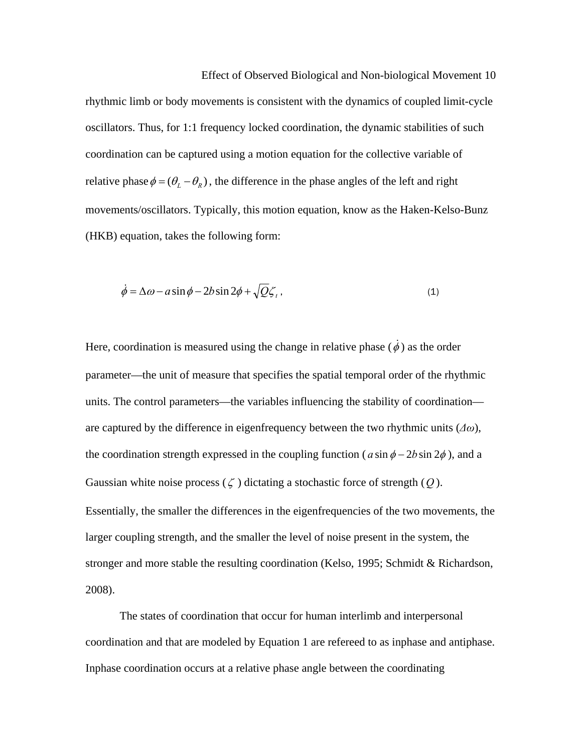rhythmic limb or body movements is consistent with the dynamics of coupled limit-cycle oscillators. Thus, for 1:1 frequency locked coordination, the dynamic stabilities of such coordination can be captured using a motion equation for the collective variable of relative phase $\phi = (\theta_L - \theta_R)$, the difference in the phase angles of the left and right movements/oscillators. Typically, this motion equation, know as the Haken-Kelso-Bunz (HKB) equation, takes the following form:

$$\dot{\phi} = \Delta\omega - a\sin\phi - 2b\sin 2\phi + \sqrt{Q}\zeta_t \,, \tag{1}$$

Here, coordination is measured using the change in relative phase ($\dot{\phi}$) as the order parameter—the unit of measure that specifies the spatial temporal order of the rhythmic units. The control parameters—the variables influencing the stability of coordination—are captured by the difference in eigenfrequency between the two rhythmic units ($\Delta\omega$), the coordination strength expressed in the coupling function ($a\sin\phi - 2b\sin 2\phi$), and a Gaussian white noise process ($\zeta$) dictating a stochastic force of strength ($Q$). Essentially, the smaller the differences in the eigenfrequencies of the two movements, the larger coupling strength, and the smaller the level of noise present in the system, the stronger and more stable the resulting coordination (Kelso, 1995; Schmidt & Richardson, 2008).

The states of coordination that occur for human interlimb and interpersonal coordination and that are modeled by Equation 1 are refereed to as inphase and antiphase. Inphase coordination occurs at a relative phase angle between the coordinating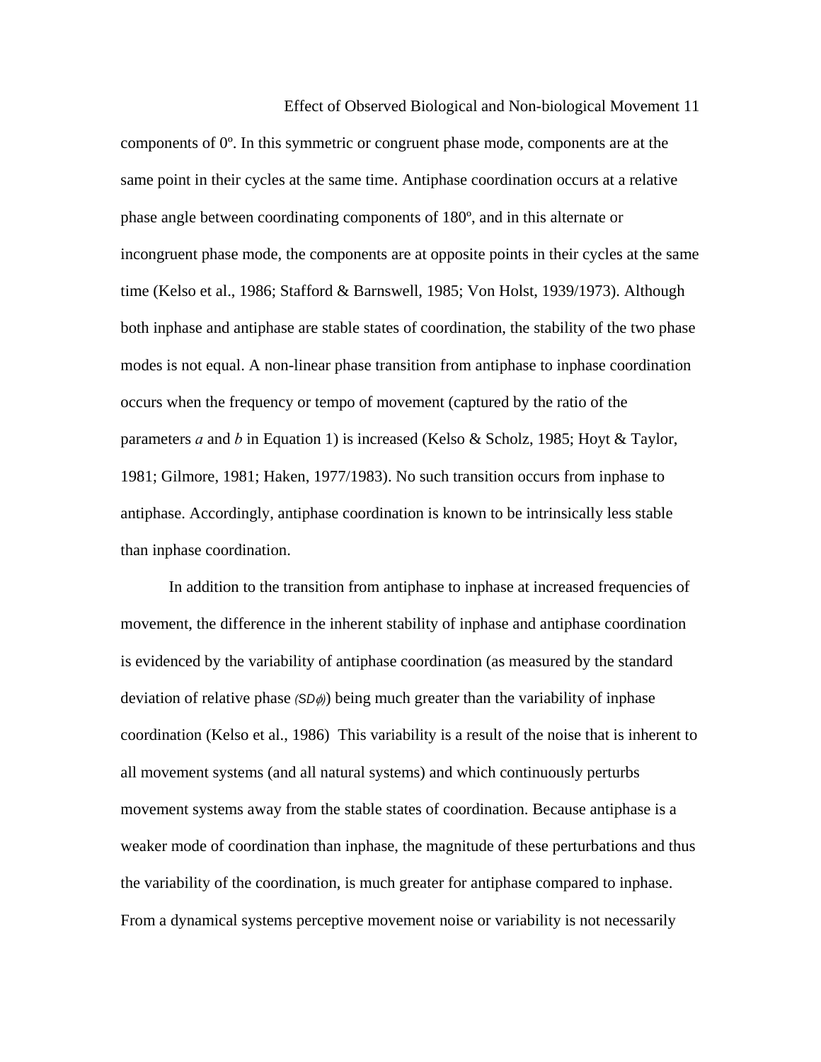components of 0º. In this symmetric or congruent phase mode, components are at the same point in their cycles at the same time. Antiphase coordination occurs at a relative phase angle between coordinating components of 180º, and in this alternate or incongruent phase mode, the components are at opposite points in their cycles at the same time (Kelso et al., 1986; Stafford & Barnswell, 1985; Von Holst, 1939/1973). Although both inphase and antiphase are stable states of coordination, the stability of the two phase modes is not equal. A non-linear phase transition from antiphase to inphase coordination occurs when the frequency or tempo of movement (captured by the ratio of the parameters *a* and *b* in Equation 1) is increased (Kelso & Scholz, 1985; Hoyt & Taylor, 1981; Gilmore, 1981; Haken, 1977/1983). No such transition occurs from inphase to antiphase. Accordingly, antiphase coordination is known to be intrinsically less stable than inphase coordination.

In addition to the transition from antiphase to inphase at increased frequencies of movement, the difference in the inherent stability of inphase and antiphase coordination is evidenced by the variability of antiphase coordination (as measured by the standard deviation of relative phase ($SD\phi$)) being much greater than the variability of inphase coordination (Kelso et al., 1986) This variability is a result of the noise that is inherent to all movement systems (and all natural systems) and which continuously perturbs movement systems away from the stable states of coordination. Because antiphase is a weaker mode of coordination than inphase, the magnitude of these perturbations and thus the variability of the coordination, is much greater for antiphase compared to inphase. From a dynamical systems perceptive movement noise or variability is not necessarily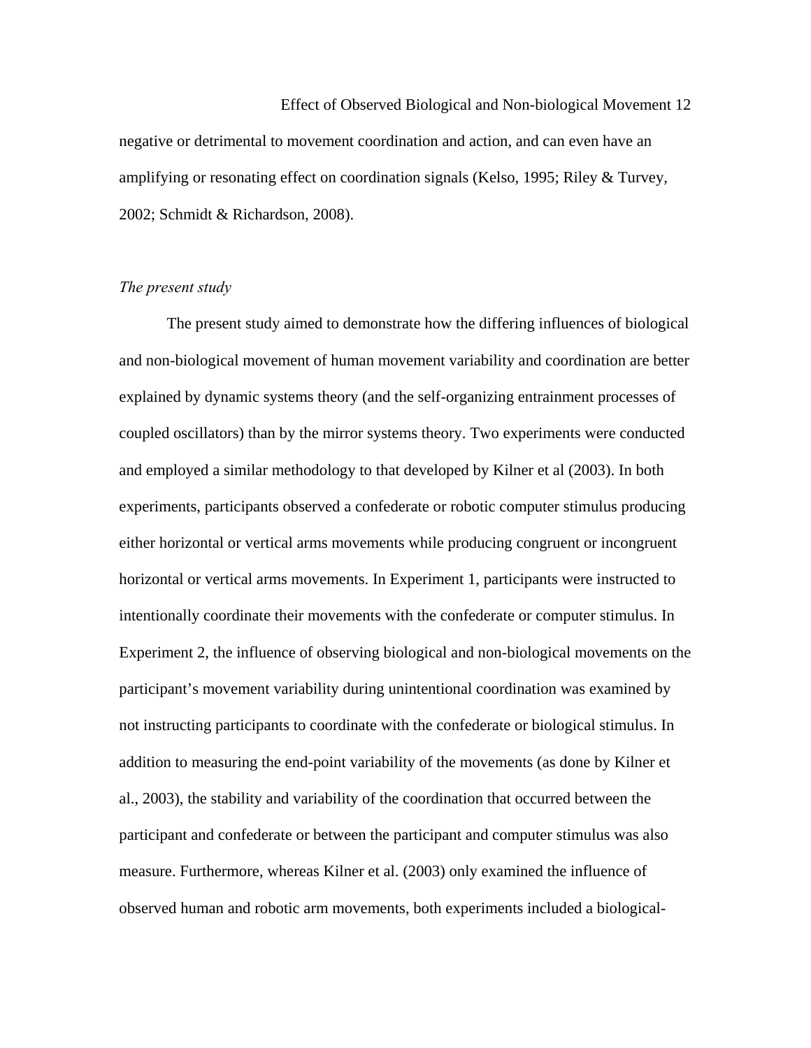negative or detrimental to movement coordination and action, and can even have an amplifying or resonating effect on coordination signals (Kelso, 1995; Riley & Turvey, 2002; Schmidt & Richardson, 2008).

*The present study*

The present study aimed to demonstrate how the differing influences of biological and non-biological movement of human movement variability and coordination are better explained by dynamic systems theory (and the self-organizing entrainment processes of coupled oscillators) than by the mirror systems theory. Two experiments were conducted and employed a similar methodology to that developed by Kilner et al (2003). In both experiments, participants observed a confederate or robotic computer stimulus producing either horizontal or vertical arms movements while producing congruent or incongruent horizontal or vertical arms movements. In Experiment 1, participants were instructed to intentionally coordinate their movements with the confederate or computer stimulus. In Experiment 2, the influence of observing biological and non-biological movements on the participant's movement variability during unintentional coordination was examined by not instructing participants to coordinate with the confederate or biological stimulus. In addition to measuring the end-point variability of the movements (as done by Kilner et al., 2003), the stability and variability of the coordination that occurred between the participant and confederate or between the participant and computer stimulus was also measure. Furthermore, whereas Kilner et al. (2003) only examined the influence of observed human and robotic arm movements, both experiments included a biological-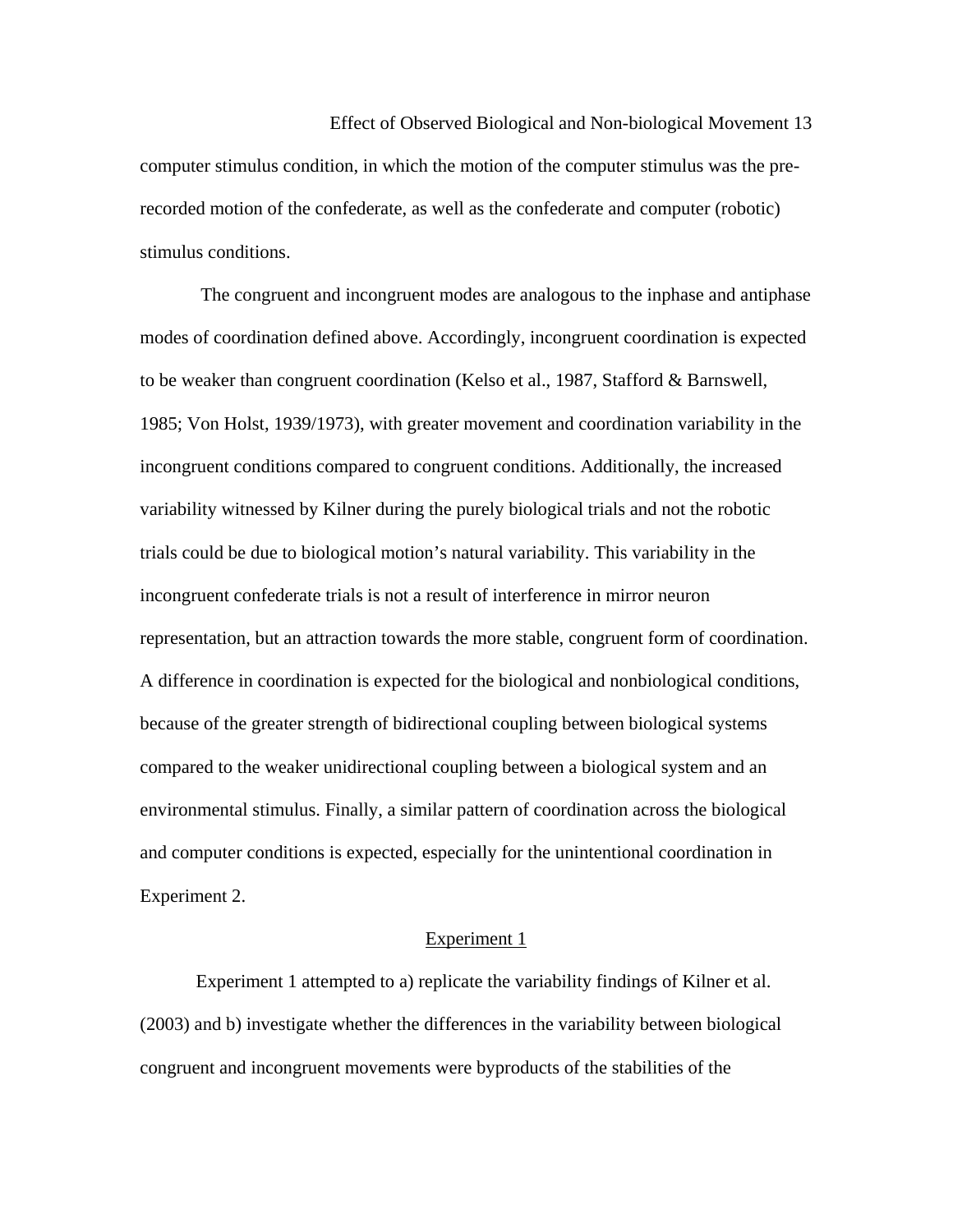computer stimulus condition, in which the motion of the computer stimulus was the pre-recorded motion of the confederate, as well as the confederate and computer (robotic) stimulus conditions.

The congruent and incongruent modes are analogous to the inphase and antiphase modes of coordination defined above. Accordingly, incongruent coordination is expected to be weaker than congruent coordination (Kelso et al., 1987, Stafford & Barnswell, 1985; Von Holst, 1939/1973), with greater movement and coordination variability in the incongruent conditions compared to congruent conditions. Additionally, the increased variability witnessed by Kilner during the purely biological trials and not the robotic trials could be due to biological motion's natural variability. This variability in the incongruent confederate trials is not a result of interference in mirror neuron representation, but an attraction towards the more stable, congruent form of coordination. A difference in coordination is expected for the biological and nonbiological conditions, because of the greater strength of bidirectional coupling between biological systems compared to the weaker unidirectional coupling between a biological system and an environmental stimulus. Finally, a similar pattern of coordination across the biological and computer conditions is expected, especially for the unintentional coordination in Experiment 2.

## Experiment 1

Experiment 1 attempted to a) replicate the variability findings of Kilner et al. (2003) and b) investigate whether the differences in the variability between biological congruent and incongruent movements were byproducts of the stabilities of the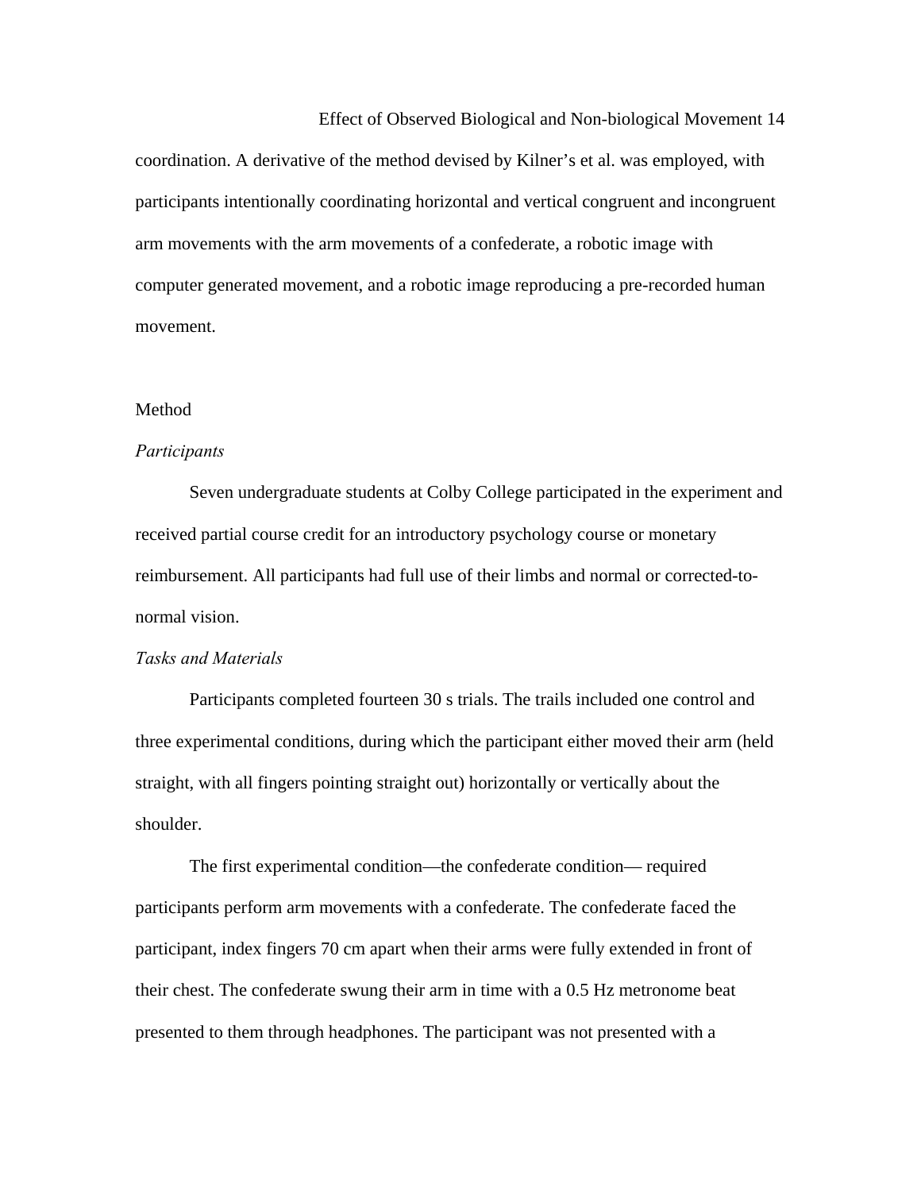coordination. A derivative of the method devised by Kilner's et al. was employed, with participants intentionally coordinating horizontal and vertical congruent and incongruent arm movements with the arm movements of a confederate, a robotic image with computer generated movement, and a robotic image reproducing a pre-recorded human movement.

## Method

### *Participants*

Seven undergraduate students at Colby College participated in the experiment and received partial course credit for an introductory psychology course or monetary reimbursement. All participants had full use of their limbs and normal or corrected-to-normal vision.

### *Tasks and Materials*

Participants completed fourteen 30 s trials. The trails included one control and three experimental conditions, during which the participant either moved their arm (held straight, with all fingers pointing straight out) horizontally or vertically about the shoulder.

The first experimental condition—the confederate condition— required participants perform arm movements with a confederate. The confederate faced the participant, index fingers 70 cm apart when their arms were fully extended in front of their chest. The confederate swung their arm in time with a 0.5 Hz metronome beat presented to them through headphones. The participant was not presented with a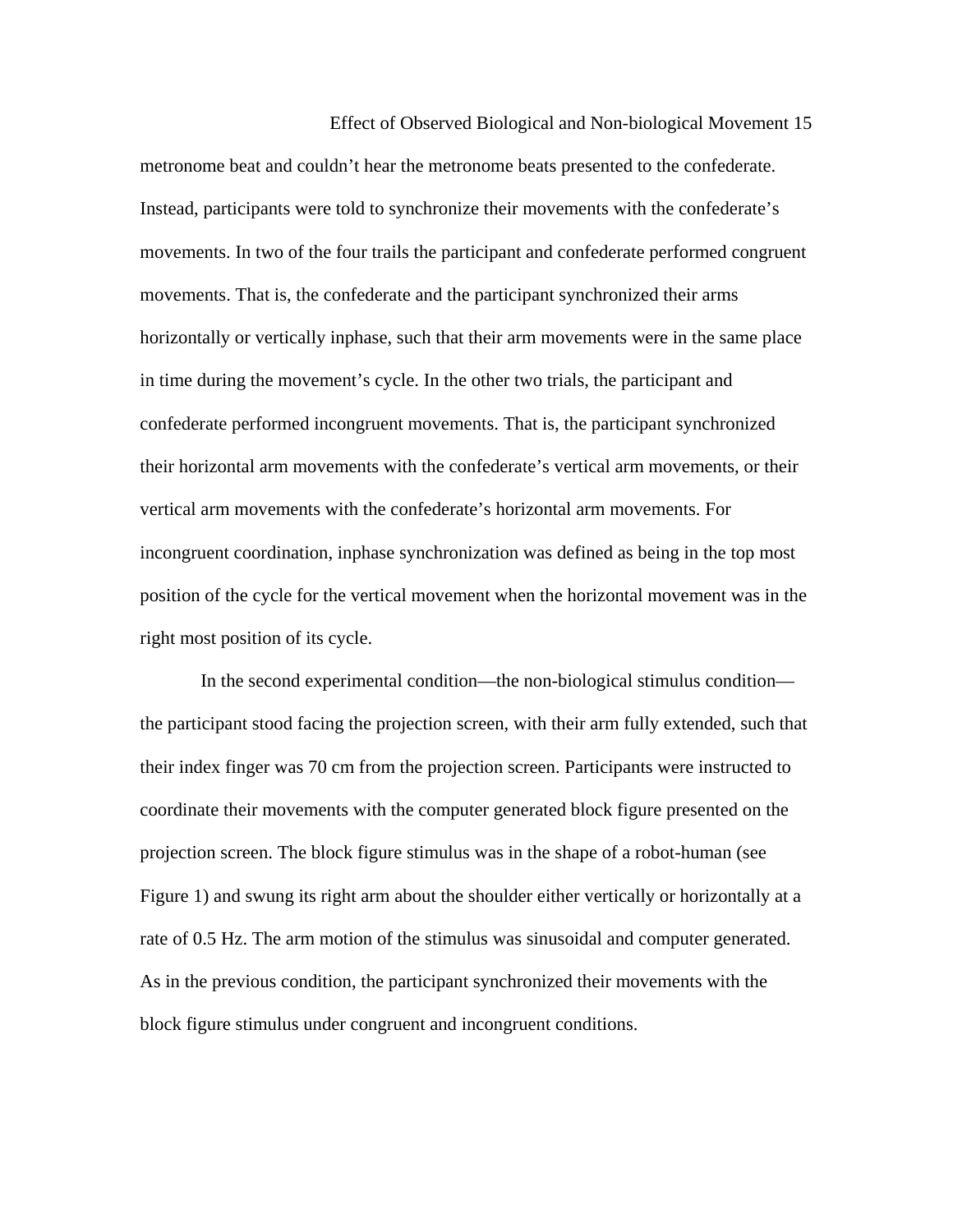metronome beat and couldn't hear the metronome beats presented to the confederate. Instead, participants were told to synchronize their movements with the confederate's movements. In two of the four trails the participant and confederate performed congruent movements. That is, the confederate and the participant synchronized their arms horizontally or vertically inphase, such that their arm movements were in the same place in time during the movement's cycle. In the other two trials, the participant and confederate performed incongruent movements. That is, the participant synchronized their horizontal arm movements with the confederate's vertical arm movements, or their vertical arm movements with the confederate's horizontal arm movements. For incongruent coordination, inphase synchronization was defined as being in the top most position of the cycle for the vertical movement when the horizontal movement was in the right most position of its cycle.

In the second experimental condition—the non-biological stimulus condition—the participant stood facing the projection screen, with their arm fully extended, such that their index finger was 70 cm from the projection screen. Participants were instructed to coordinate their movements with the computer generated block figure presented on the projection screen. The block figure stimulus was in the shape of a robot-human (see Figure 1) and swung its right arm about the shoulder either vertically or horizontally at a rate of 0.5 Hz. The arm motion of the stimulus was sinusoidal and computer generated. As in the previous condition, the participant synchronized their movements with the block figure stimulus under congruent and incongruent conditions.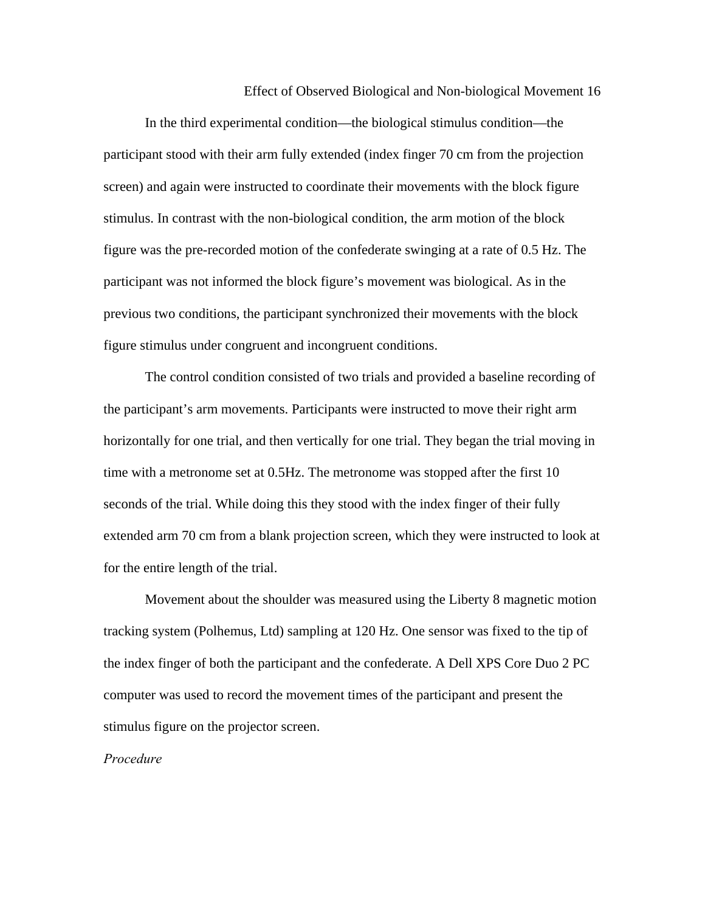In the third experimental condition—the biological stimulus condition—the participant stood with their arm fully extended (index finger 70 cm from the projection screen) and again were instructed to coordinate their movements with the block figure stimulus. In contrast with the non-biological condition, the arm motion of the block figure was the pre-recorded motion of the confederate swinging at a rate of 0.5 Hz. The participant was not informed the block figure's movement was biological. As in the previous two conditions, the participant synchronized their movements with the block figure stimulus under congruent and incongruent conditions.

The control condition consisted of two trials and provided a baseline recording of the participant's arm movements. Participants were instructed to move their right arm horizontally for one trial, and then vertically for one trial. They began the trial moving in time with a metronome set at 0.5Hz. The metronome was stopped after the first 10 seconds of the trial. While doing this they stood with the index finger of their fully extended arm 70 cm from a blank projection screen, which they were instructed to look at for the entire length of the trial.

Movement about the shoulder was measured using the Liberty 8 magnetic motion tracking system (Polhemus, Ltd) sampling at 120 Hz. One sensor was fixed to the tip of the index finger of both the participant and the confederate. A Dell XPS Core Duo 2 PC computer was used to record the movement times of the participant and present the stimulus figure on the projector screen.

*Procedure*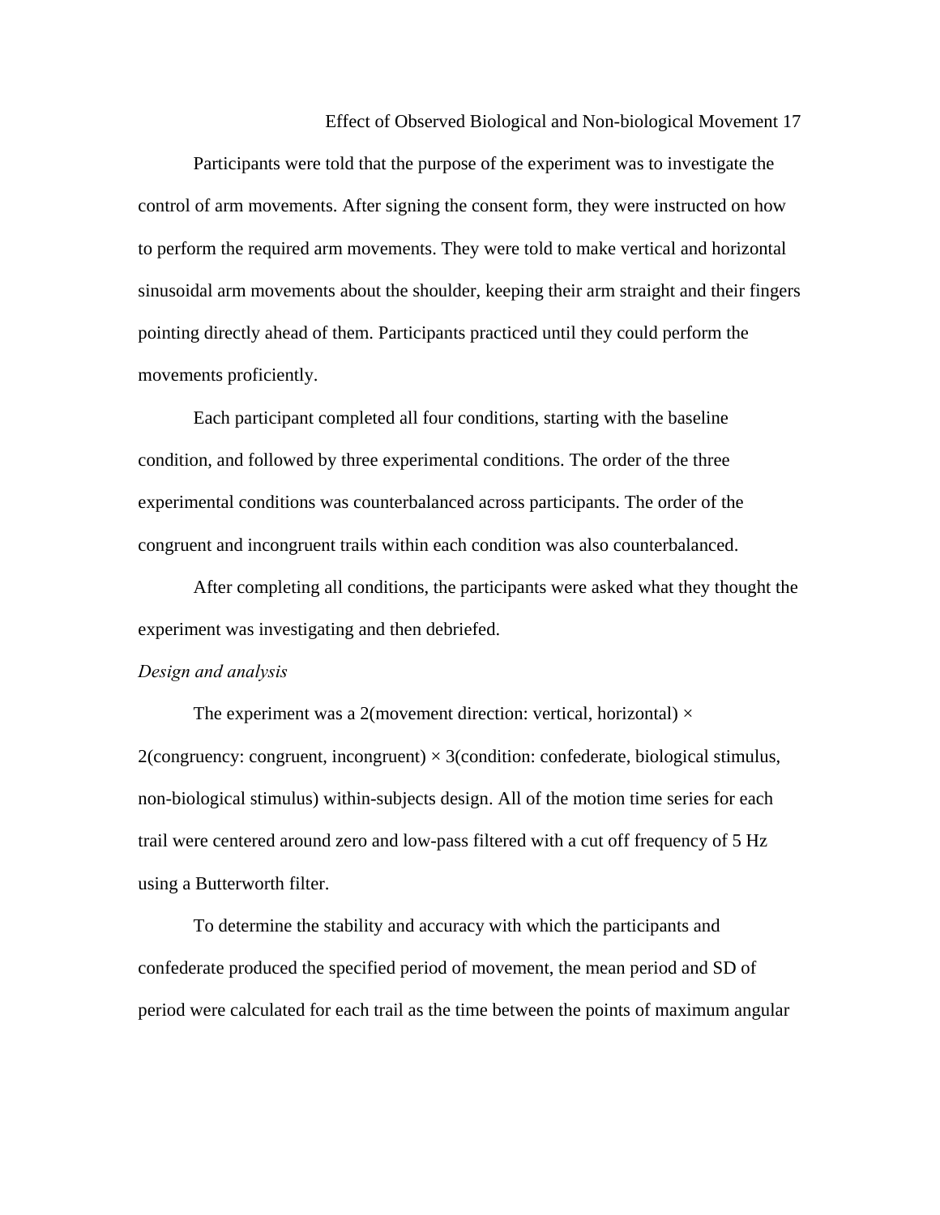Participants were told that the purpose of the experiment was to investigate the control of arm movements. After signing the consent form, they were instructed on how to perform the required arm movements. They were told to make vertical and horizontal sinusoidal arm movements about the shoulder, keeping their arm straight and their fingers pointing directly ahead of them. Participants practiced until they could perform the movements proficiently.

Each participant completed all four conditions, starting with the baseline condition, and followed by three experimental conditions. The order of the three experimental conditions was counterbalanced across participants. The order of the congruent and incongruent trails within each condition was also counterbalanced.

After completing all conditions, the participants were asked what they thought the experiment was investigating and then debriefed.

*Design and analysis*

The experiment was a 2(movement direction: vertical, horizontal) × 2(congruency: congruent, incongruent) × 3(condition: confederate, biological stimulus, non-biological stimulus) within-subjects design. All of the motion time series for each trail were centered around zero and low-pass filtered with a cut off frequency of 5 Hz using a Butterworth filter.

To determine the stability and accuracy with which the participants and confederate produced the specified period of movement, the mean period and SD of period were calculated for each trail as the time between the points of maximum angular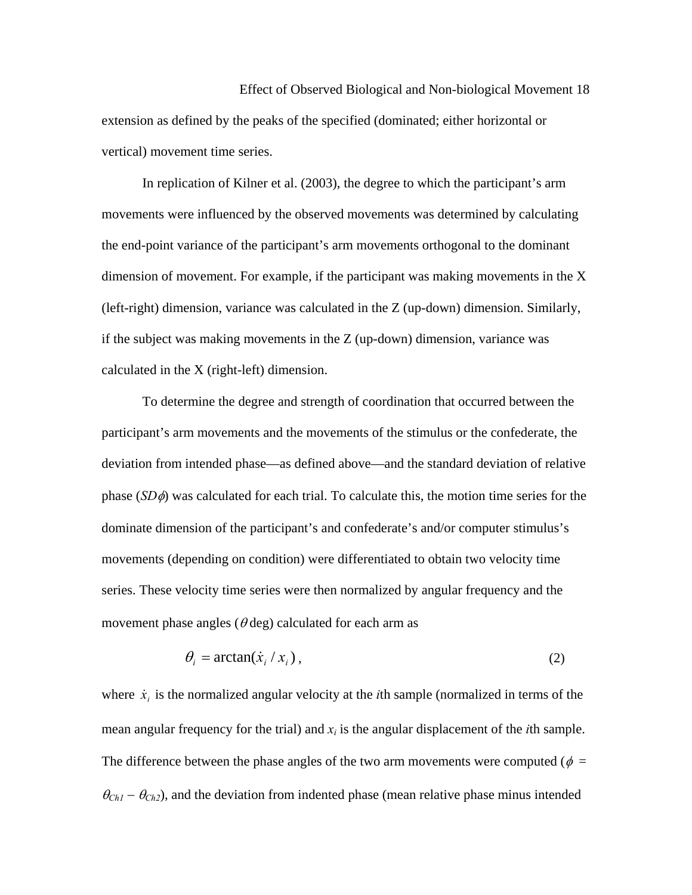extension as defined by the peaks of the specified (dominated; either horizontal or vertical) movement time series.

In replication of Kilner et al. (2003), the degree to which the participant's arm movements were influenced by the observed movements was determined by calculating the end-point variance of the participant's arm movements orthogonal to the dominant dimension of movement. For example, if the participant was making movements in the X (left-right) dimension, variance was calculated in the Z (up-down) dimension. Similarly, if the subject was making movements in the Z (up-down) dimension, variance was calculated in the X (right-left) dimension.

To determine the degree and strength of coordination that occurred between the participant's arm movements and the movements of the stimulus or the confederate, the deviation from intended phase—as defined above—and the standard deviation of relative phase ($SD\phi$) was calculated for each trial. To calculate this, the motion time series for the dominate dimension of the participant's and confederate's and/or computer stimulus's movements (depending on condition) were differentiated to obtain two velocity time series. These velocity time series were then normalized by angular frequency and the movement phase angles ($\theta$ deg) calculated for each arm as

$$\theta_i = \arctan(\dot{x}_i / x_i), \tag{2}$$

where $\dot{x}_i$ is the normalized angular velocity at the *i*th sample (normalized in terms of the mean angular frequency for the trial) and $x_i$ is the angular displacement of the *i*th sample. The difference between the phase angles of the two arm movements were computed ($\phi = \theta_{Ch1} - \theta_{Ch2}$), and the deviation from indented phase (mean relative phase minus intended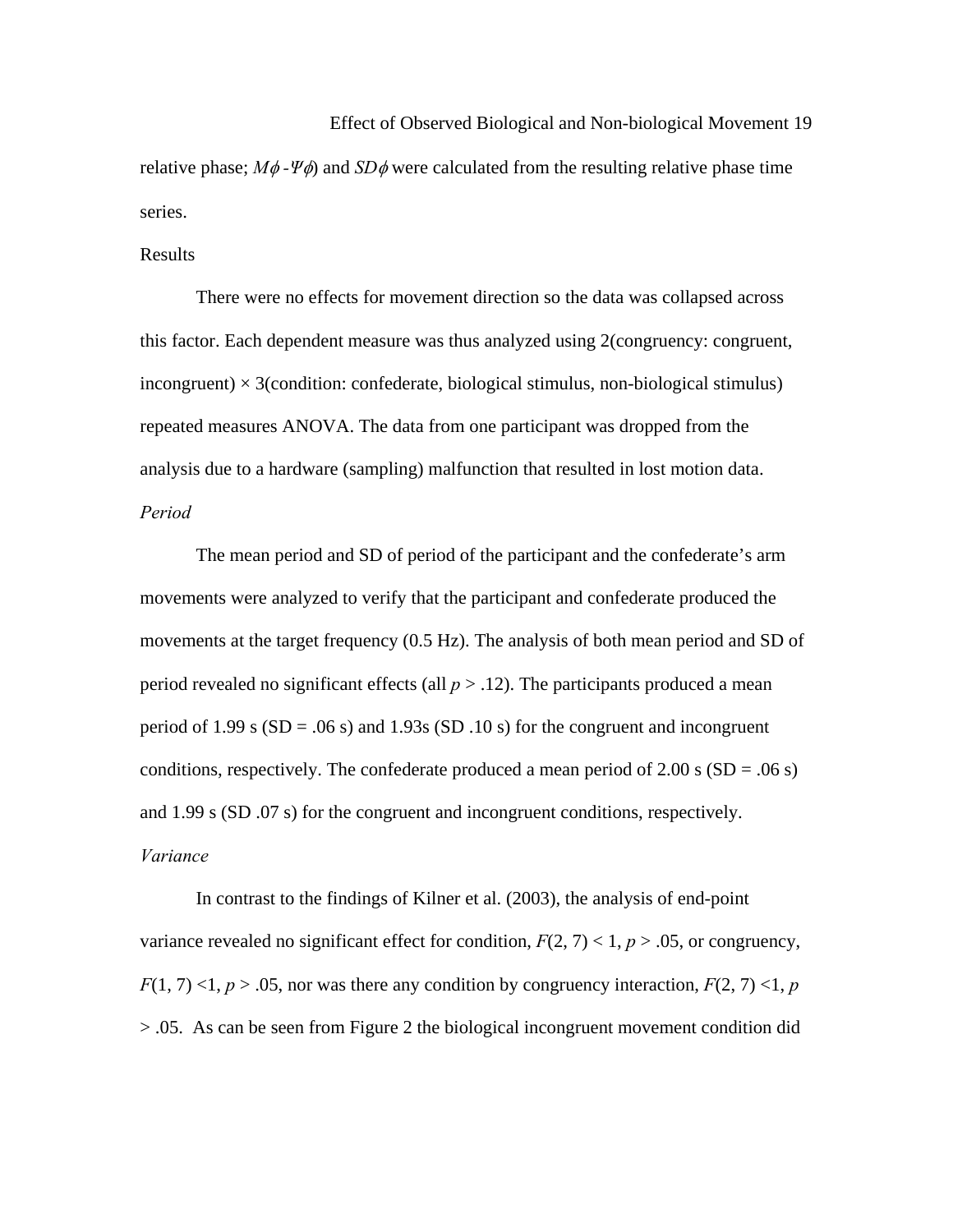relative phase; $M\phi$ -$\Psi\phi$) and $SD\phi$ were calculated from the resulting relative phase time series.

## Results

There were no effects for movement direction so the data was collapsed across this factor. Each dependent measure was thus analyzed using 2(congruency: congruent, incongruent) × 3(condition: confederate, biological stimulus, non-biological stimulus) repeated measures ANOVA. The data from one participant was dropped from the analysis due to a hardware (sampling) malfunction that resulted in lost motion data.

### *Period*

The mean period and SD of period of the participant and the confederate's arm movements were analyzed to verify that the participant and confederate produced the movements at the target frequency (0.5 Hz). The analysis of both mean period and SD of period revealed no significant effects (all $p > .12$). The participants produced a mean period of 1.99 s (SD = .06 s) and 1.93s (SD .10 s) for the congruent and incongruent conditions, respectively. The confederate produced a mean period of 2.00 s (SD = .06 s) and 1.99 s (SD .07 s) for the congruent and incongruent conditions, respectively.

### *Variance*

In contrast to the findings of Kilner et al. (2003), the analysis of end-point variance revealed no significant effect for condition, $F(2, 7) < 1$, $p > .05$, or congruency, $F(1, 7) < 1$, $p > .05$, nor was there any condition by congruency interaction, $F(2, 7) < 1$, $p > .05$. As can be seen from Figure 2 the biological incongruent movement condition did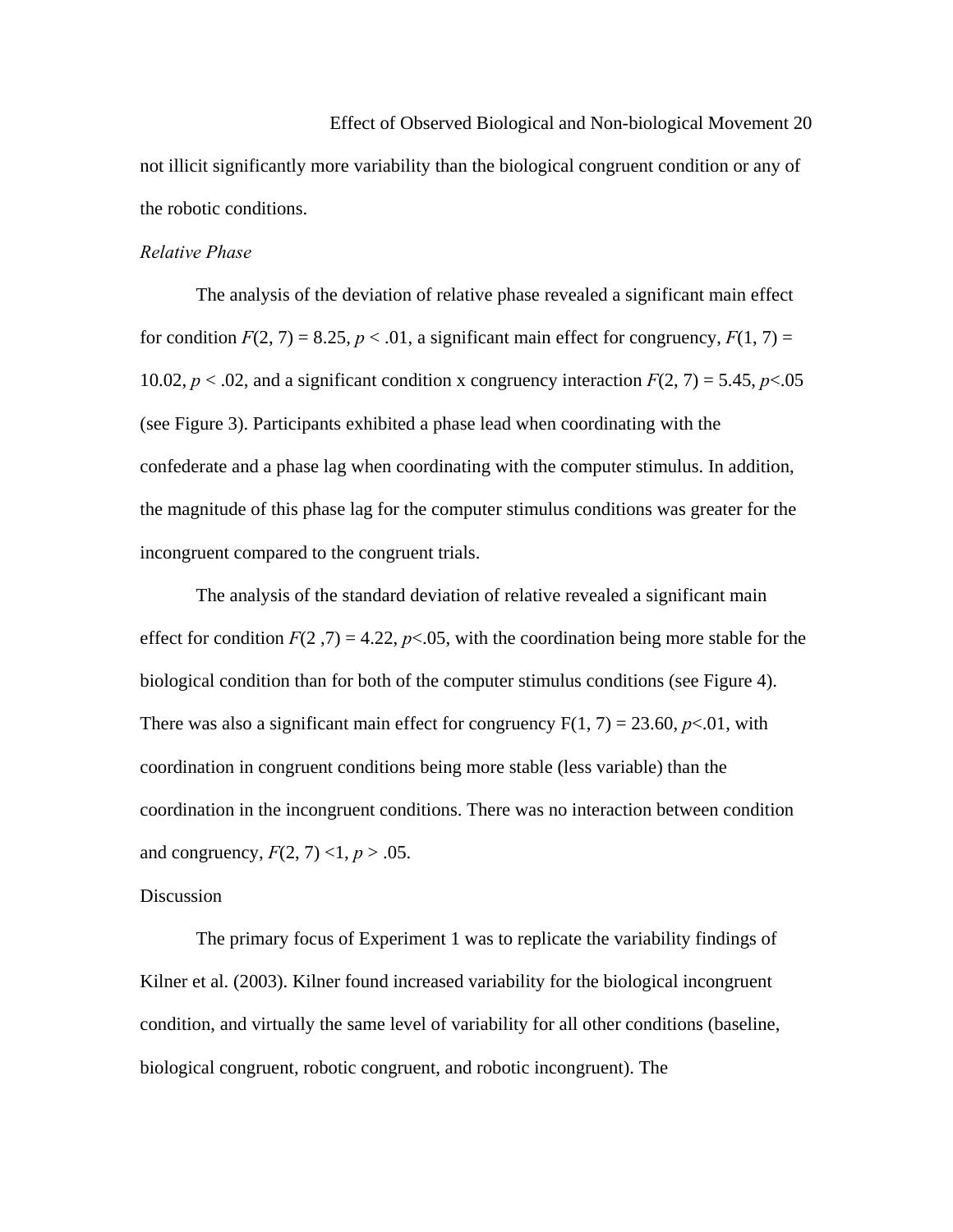not illicit significantly more variability than the biological congruent condition or any of the robotic conditions.

*Relative Phase*

The analysis of the deviation of relative phase revealed a significant main effect for condition $F(2, 7) = 8.25$, $p < .01$, a significant main effect for congruency, $F(1, 7) = 10.02$, $p < .02$, and a significant condition x congruency interaction $F(2, 7) = 5.45$, $p<.05$ (see Figure 3). Participants exhibited a phase lead when coordinating with the confederate and a phase lag when coordinating with the computer stimulus. In addition, the magnitude of this phase lag for the computer stimulus conditions was greater for the incongruent compared to the congruent trials.

The analysis of the standard deviation of relative revealed a significant main effect for condition $F(2 ,7) = 4.22$, $p<.05$, with the coordination being more stable for the biological condition than for both of the computer stimulus conditions (see Figure 4). There was also a significant main effect for congruency $F(1, 7) = 23.60$, $p<.01$, with coordination in congruent conditions being more stable (less variable) than the coordination in the incongruent conditions. There was no interaction between condition and congruency, $F(2, 7) <1$, $p > .05$.

Discussion

The primary focus of Experiment 1 was to replicate the variability findings of Kilner et al. (2003). Kilner found increased variability for the biological incongruent condition, and virtually the same level of variability for all other conditions (baseline, biological congruent, robotic congruent, and robotic incongruent). The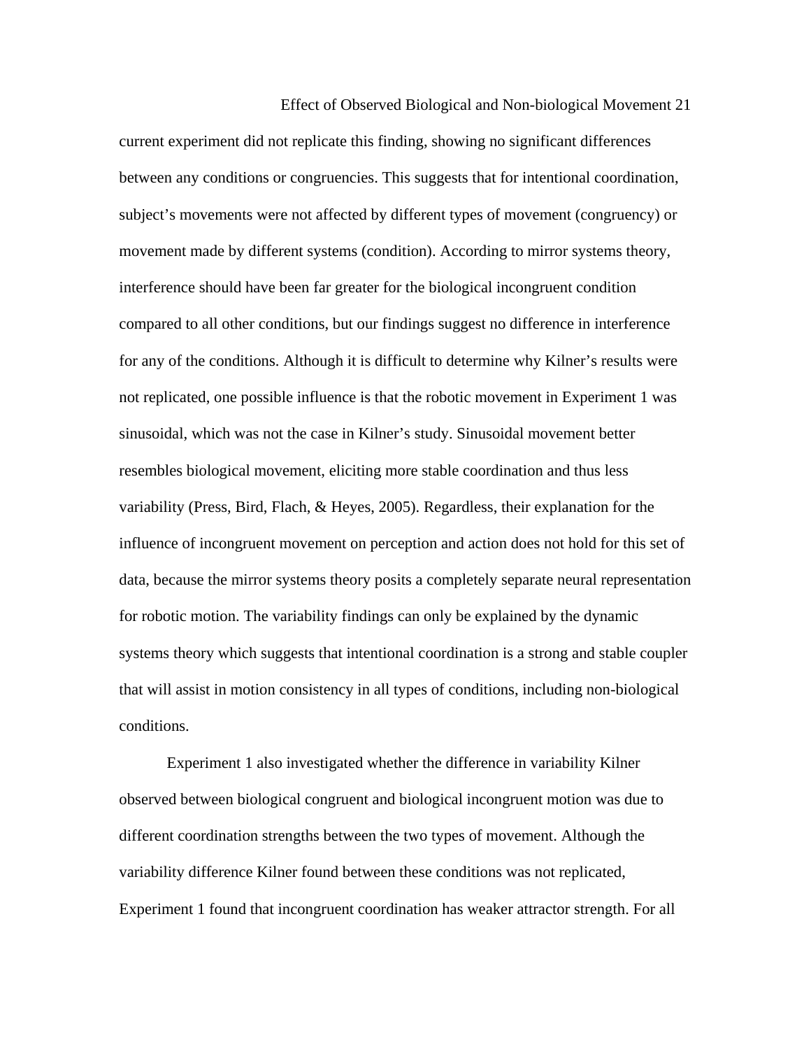current experiment did not replicate this finding, showing no significant differences between any conditions or congruencies. This suggests that for intentional coordination, subject's movements were not affected by different types of movement (congruency) or movement made by different systems (condition). According to mirror systems theory, interference should have been far greater for the biological incongruent condition compared to all other conditions, but our findings suggest no difference in interference for any of the conditions. Although it is difficult to determine why Kilner's results were not replicated, one possible influence is that the robotic movement in Experiment 1 was sinusoidal, which was not the case in Kilner's study. Sinusoidal movement better resembles biological movement, eliciting more stable coordination and thus less variability (Press, Bird, Flach, & Heyes, 2005). Regardless, their explanation for the influence of incongruent movement on perception and action does not hold for this set of data, because the mirror systems theory posits a completely separate neural representation for robotic motion. The variability findings can only be explained by the dynamic systems theory which suggests that intentional coordination is a strong and stable coupler that will assist in motion consistency in all types of conditions, including non-biological conditions.

Experiment 1 also investigated whether the difference in variability Kilner observed between biological congruent and biological incongruent motion was due to different coordination strengths between the two types of movement. Although the variability difference Kilner found between these conditions was not replicated, Experiment 1 found that incongruent coordination has weaker attractor strength. For all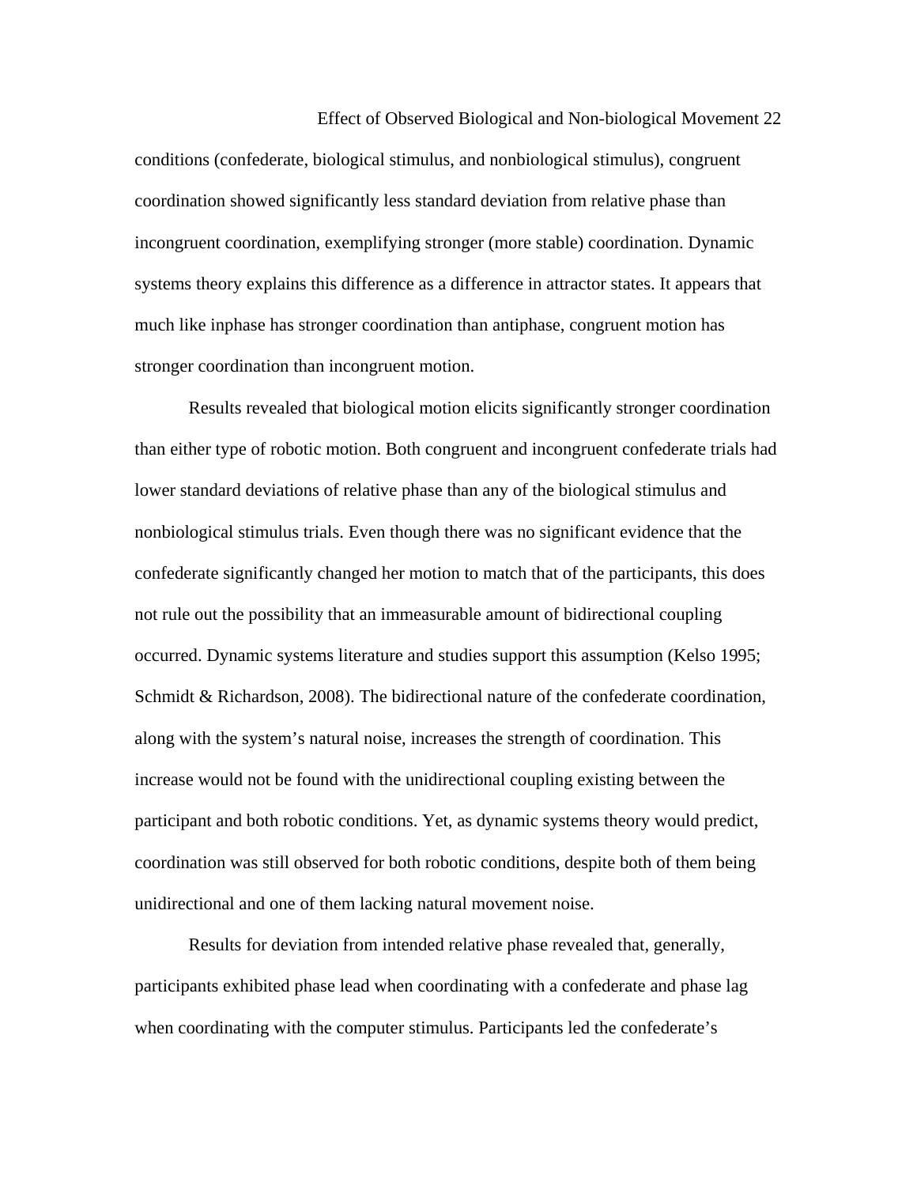conditions (confederate, biological stimulus, and nonbiological stimulus), congruent coordination showed significantly less standard deviation from relative phase than incongruent coordination, exemplifying stronger (more stable) coordination. Dynamic systems theory explains this difference as a difference in attractor states. It appears that much like inphase has stronger coordination than antiphase, congruent motion has stronger coordination than incongruent motion.

Results revealed that biological motion elicits significantly stronger coordination than either type of robotic motion. Both congruent and incongruent confederate trials had lower standard deviations of relative phase than any of the biological stimulus and nonbiological stimulus trials. Even though there was no significant evidence that the confederate significantly changed her motion to match that of the participants, this does not rule out the possibility that an immeasurable amount of bidirectional coupling occurred. Dynamic systems literature and studies support this assumption (Kelso 1995; Schmidt & Richardson, 2008). The bidirectional nature of the confederate coordination, along with the system's natural noise, increases the strength of coordination. This increase would not be found with the unidirectional coupling existing between the participant and both robotic conditions. Yet, as dynamic systems theory would predict, coordination was still observed for both robotic conditions, despite both of them being unidirectional and one of them lacking natural movement noise.

Results for deviation from intended relative phase revealed that, generally, participants exhibited phase lead when coordinating with a confederate and phase lag when coordinating with the computer stimulus. Participants led the confederate's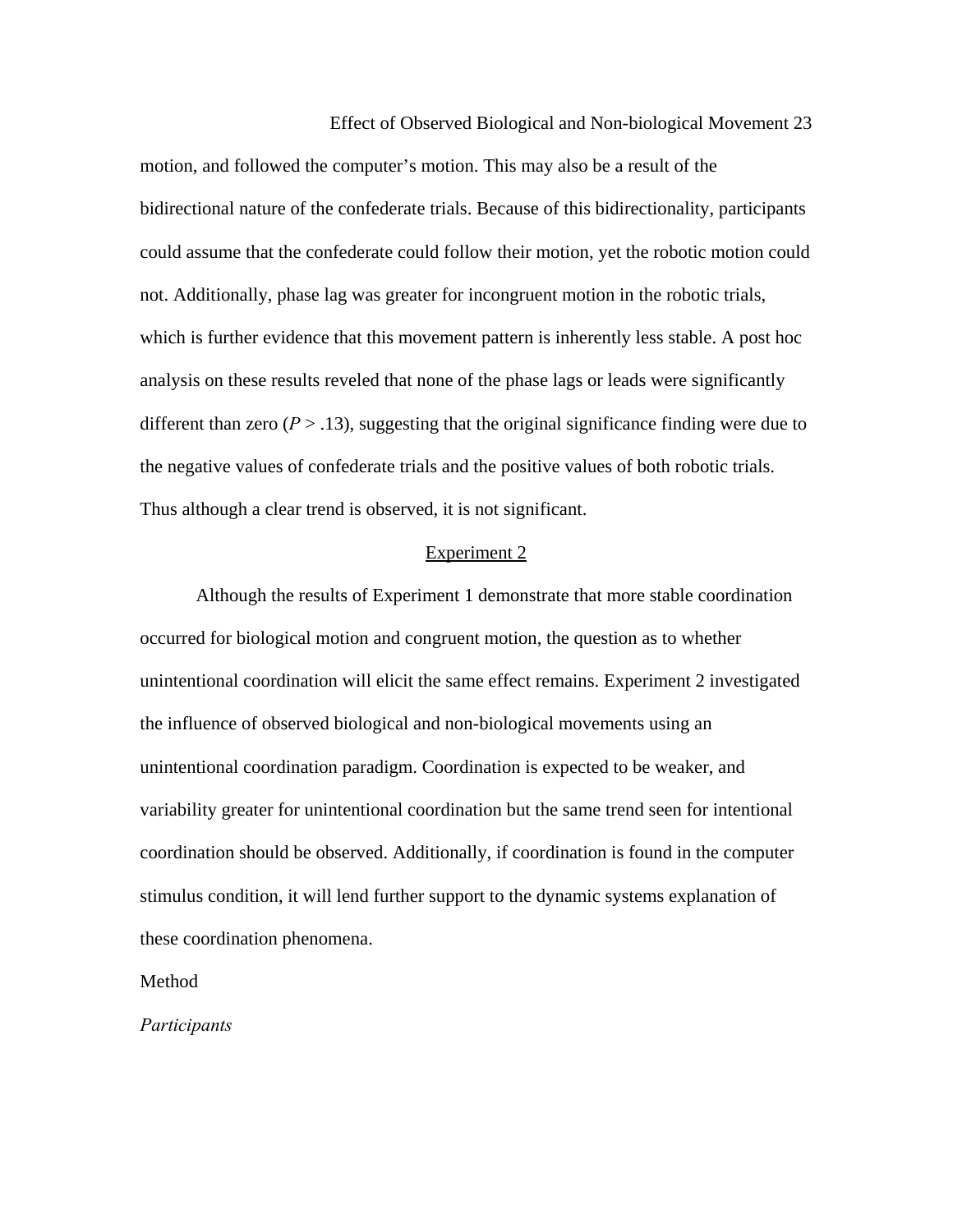motion, and followed the computer's motion. This may also be a result of the bidirectional nature of the confederate trials. Because of this bidirectionality, participants could assume that the confederate could follow their motion, yet the robotic motion could not. Additionally, phase lag was greater for incongruent motion in the robotic trials, which is further evidence that this movement pattern is inherently less stable. A post hoc analysis on these results reveled that none of the phase lags or leads were significantly different than zero ($P > .13$), suggesting that the original significance finding were due to the negative values of confederate trials and the positive values of both robotic trials. Thus although a clear trend is observed, it is not significant.

## Experiment 2

Although the results of Experiment 1 demonstrate that more stable coordination occurred for biological motion and congruent motion, the question as to whether unintentional coordination will elicit the same effect remains. Experiment 2 investigated the influence of observed biological and non-biological movements using an unintentional coordination paradigm. Coordination is expected to be weaker, and variability greater for unintentional coordination but the same trend seen for intentional coordination should be observed. Additionally, if coordination is found in the computer stimulus condition, it will lend further support to the dynamic systems explanation of these coordination phenomena.

### Method

#### *Participants*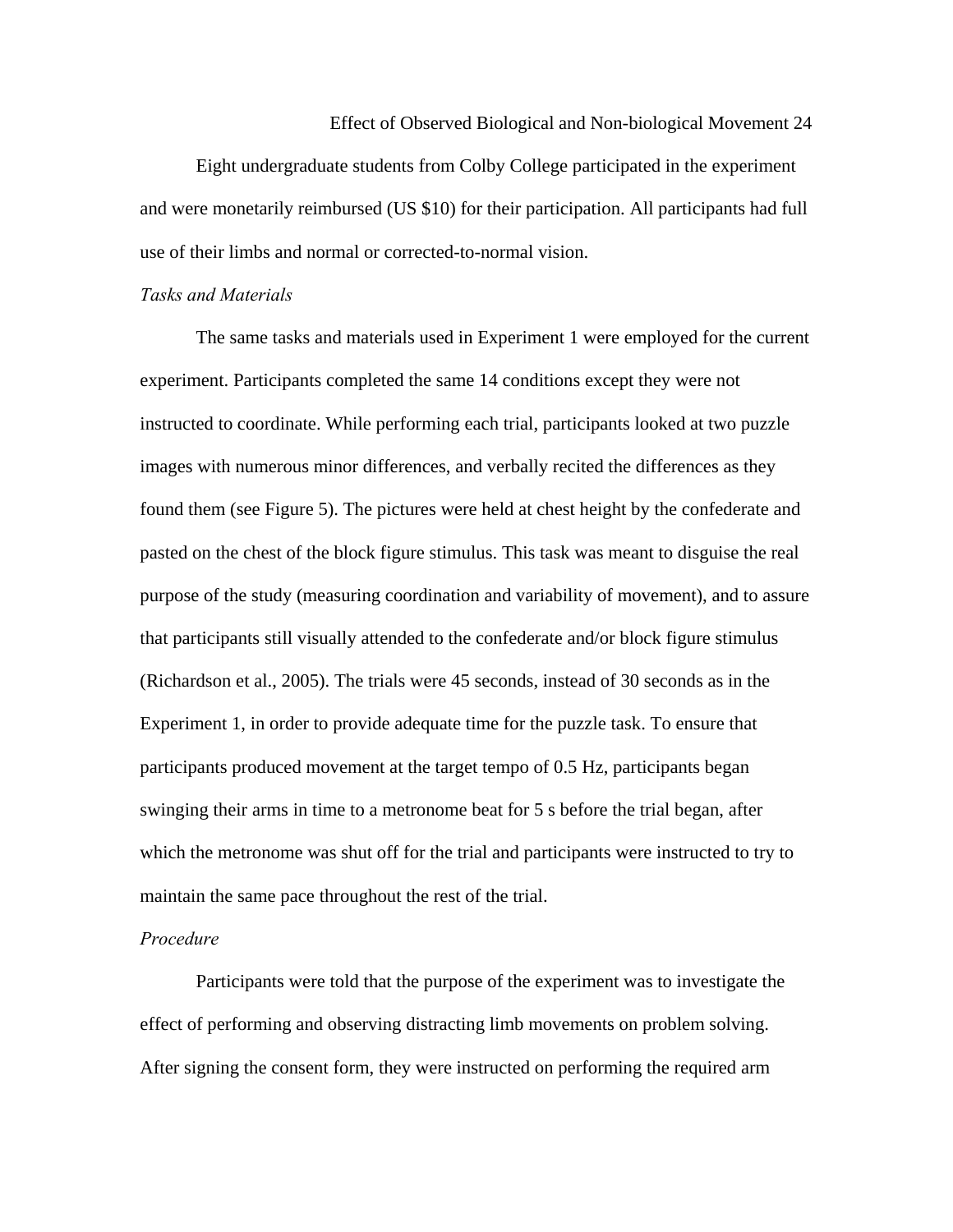Eight undergraduate students from Colby College participated in the experiment and were monetarily reimbursed (US $10) for their participation. All participants had full use of their limbs and normal or corrected-to-normal vision.

*Tasks and Materials*

The same tasks and materials used in Experiment 1 were employed for the current experiment. Participants completed the same 14 conditions except they were not instructed to coordinate. While performing each trial, participants looked at two puzzle images with numerous minor differences, and verbally recited the differences as they found them (see Figure 5). The pictures were held at chest height by the confederate and pasted on the chest of the block figure stimulus. This task was meant to disguise the real purpose of the study (measuring coordination and variability of movement), and to assure that participants still visually attended to the confederate and/or block figure stimulus (Richardson et al., 2005). The trials were 45 seconds, instead of 30 seconds as in the Experiment 1, in order to provide adequate time for the puzzle task. To ensure that participants produced movement at the target tempo of 0.5 Hz, participants began swinging their arms in time to a metronome beat for 5 s before the trial began, after which the metronome was shut off for the trial and participants were instructed to try to maintain the same pace throughout the rest of the trial.

*Procedure*

Participants were told that the purpose of the experiment was to investigate the effect of performing and observing distracting limb movements on problem solving. After signing the consent form, they were instructed on performing the required arm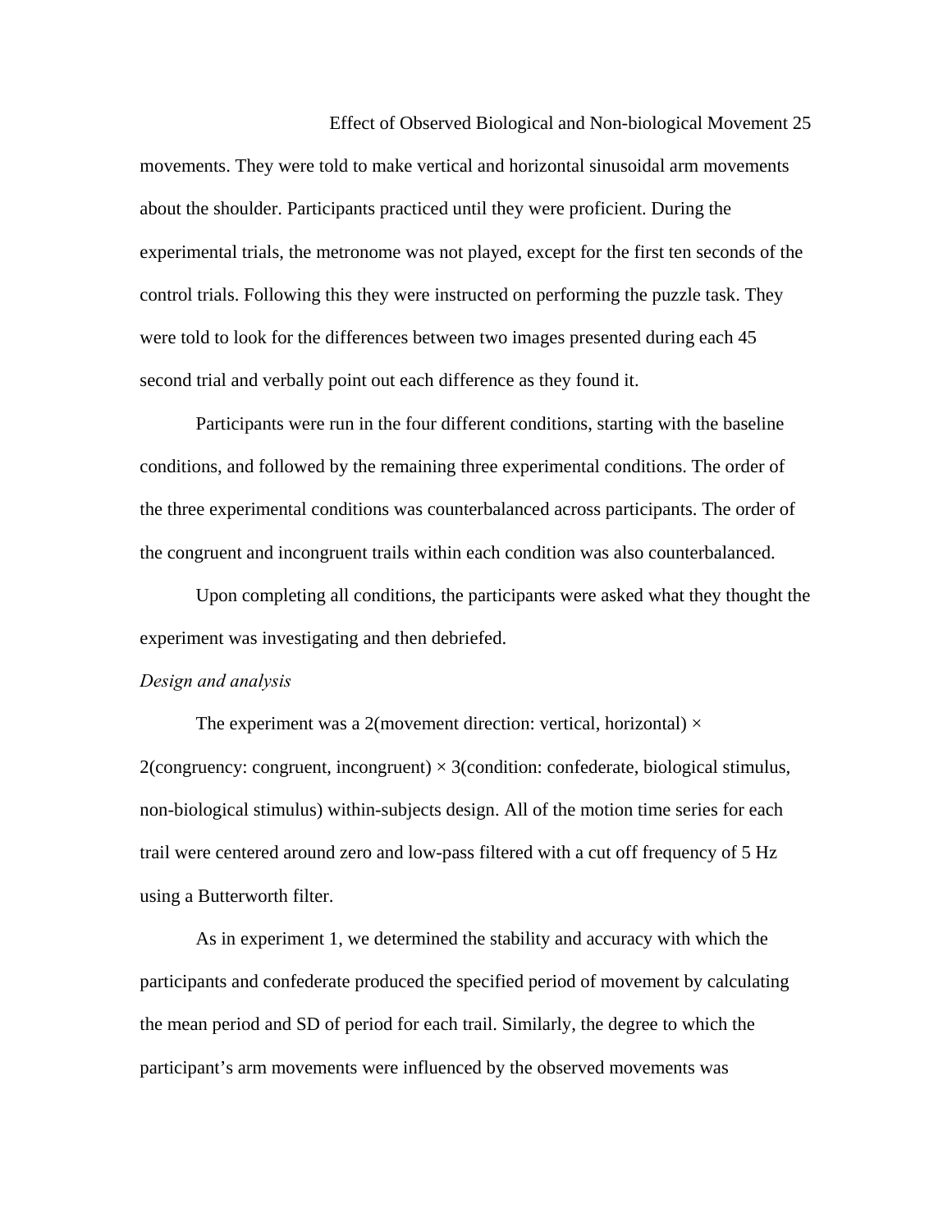movements. They were told to make vertical and horizontal sinusoidal arm movements about the shoulder. Participants practiced until they were proficient. During the experimental trials, the metronome was not played, except for the first ten seconds of the control trials. Following this they were instructed on performing the puzzle task. They were told to look for the differences between two images presented during each 45 second trial and verbally point out each difference as they found it.

Participants were run in the four different conditions, starting with the baseline conditions, and followed by the remaining three experimental conditions. The order of the three experimental conditions was counterbalanced across participants. The order of the congruent and incongruent trails within each condition was also counterbalanced.

Upon completing all conditions, the participants were asked what they thought the experiment was investigating and then debriefed.

*Design and analysis*

The experiment was a 2(movement direction: vertical, horizontal) × 2(congruency: congruent, incongruent) × 3(condition: confederate, biological stimulus, non-biological stimulus) within-subjects design. All of the motion time series for each trail were centered around zero and low-pass filtered with a cut off frequency of 5 Hz using a Butterworth filter.

As in experiment 1, we determined the stability and accuracy with which the participants and confederate produced the specified period of movement by calculating the mean period and SD of period for each trail. Similarly, the degree to which the participant's arm movements were influenced by the observed movements was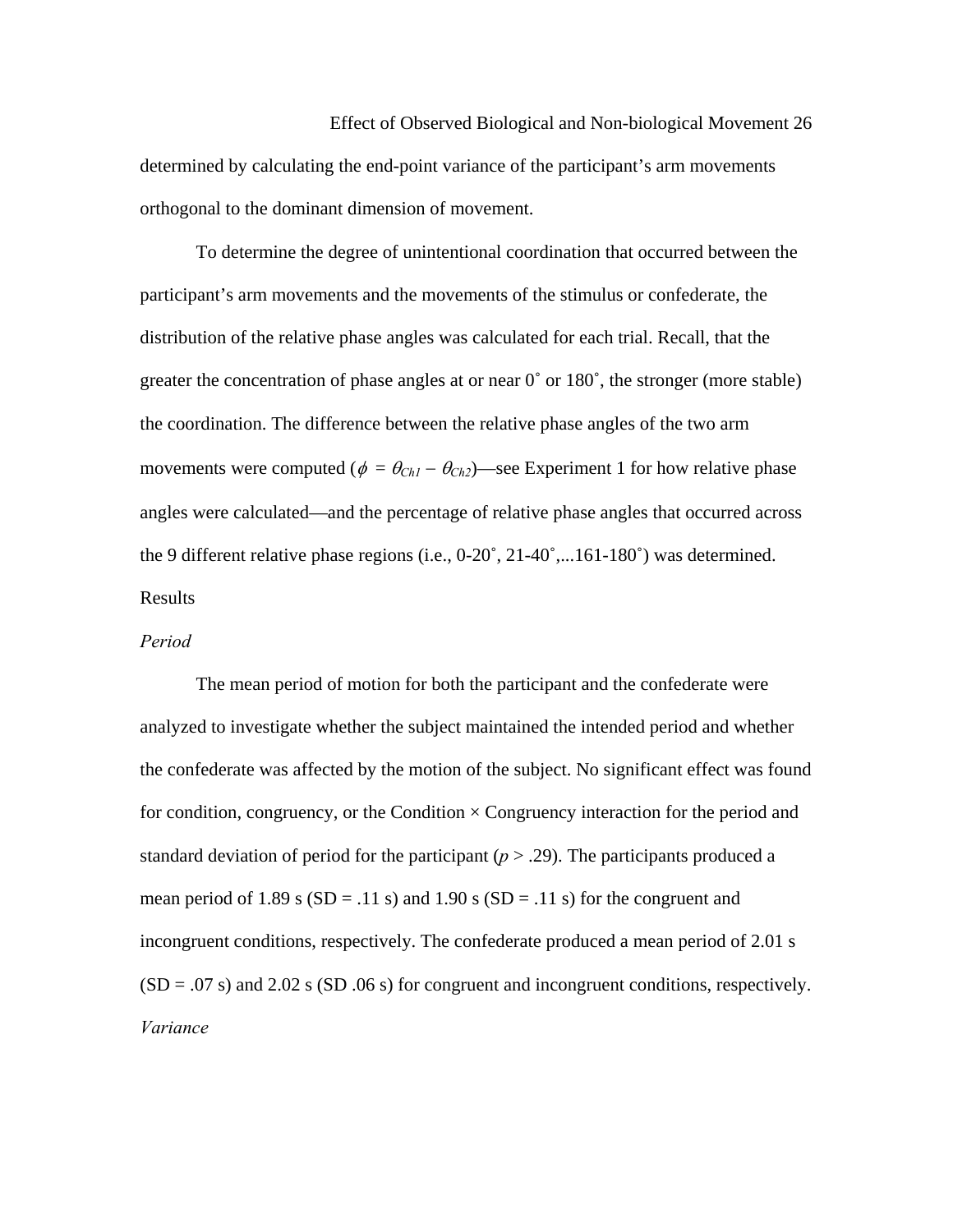determined by calculating the end-point variance of the participant's arm movements orthogonal to the dominant dimension of movement.

To determine the degree of unintentional coordination that occurred between the participant's arm movements and the movements of the stimulus or confederate, the distribution of the relative phase angles was calculated for each trial. Recall, that the greater the concentration of phase angles at or near 0˚ or 180˚, the stronger (more stable) the coordination. The difference between the relative phase angles of the two arm movements were computed ($\phi = \theta_{Ch1} - \theta_{Ch2}$)—see Experiment 1 for how relative phase angles were calculated—and the percentage of relative phase angles that occurred across the 9 different relative phase regions (i.e., 0-20˚, 21-40˚,...161-180˚) was determined.

## Results

### *Period*

The mean period of motion for both the participant and the confederate were analyzed to investigate whether the subject maintained the intended period and whether the confederate was affected by the motion of the subject. No significant effect was found for condition, congruency, or the Condition × Congruency interaction for the period and standard deviation of period for the participant ($p > .29$). The participants produced a mean period of 1.89 s (SD = .11 s) and 1.90 s (SD = .11 s) for the congruent and incongruent conditions, respectively. The confederate produced a mean period of 2.01 s (SD = .07 s) and 2.02 s (SD .06 s) for congruent and incongruent conditions, respectively.

### *Variance*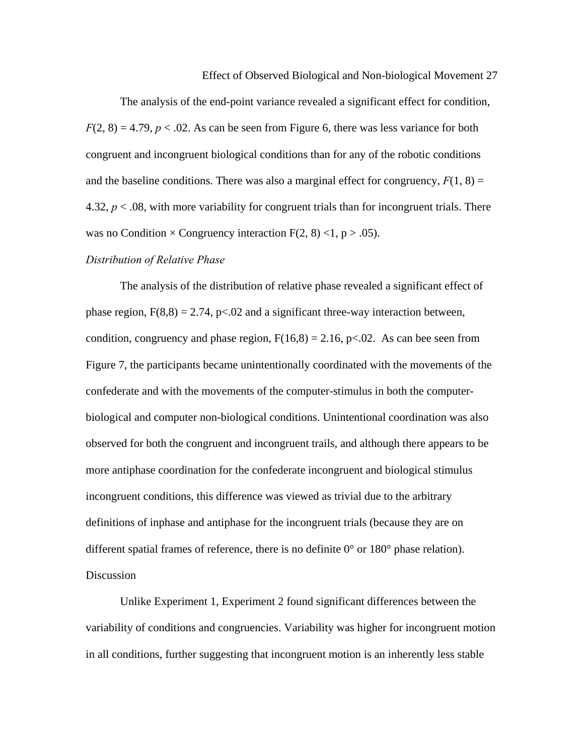The analysis of the end-point variance revealed a significant effect for condition, $F(2, 8) = 4.79$, $p < .02$. As can be seen from Figure 6, there was less variance for both congruent and incongruent biological conditions than for any of the robotic conditions and the baseline conditions. There was also a marginal effect for congruency, $F(1, 8) = 4.32$, $p < .08$, with more variability for congruent trials than for incongruent trials. There was no Condition × Congruency interaction $F(2, 8) < 1$, $p > .05$).

*Distribution of Relative Phase*

The analysis of the distribution of relative phase revealed a significant effect of phase region, $F(8,8) = 2.74$, $p < .02$ and a significant three-way interaction between, condition, congruency and phase region, $F(16,8) = 2.16$, $p < .02$. As can bee seen from Figure 7, the participants became unintentionally coordinated with the movements of the confederate and with the movements of the computer-stimulus in both the computer-biological and computer non-biological conditions. Unintentional coordination was also observed for both the congruent and incongruent trails, and although there appears to be more antiphase coordination for the confederate incongruent and biological stimulus incongruent conditions, this difference was viewed as trivial due to the arbitrary definitions of inphase and antiphase for the incongruent trials (because they are on different spatial frames of reference, there is no definite 0° or 180° phase relation).

Discussion

Unlike Experiment 1, Experiment 2 found significant differences between the variability of conditions and congruencies. Variability was higher for incongruent motion in all conditions, further suggesting that incongruent motion is an inherently less stable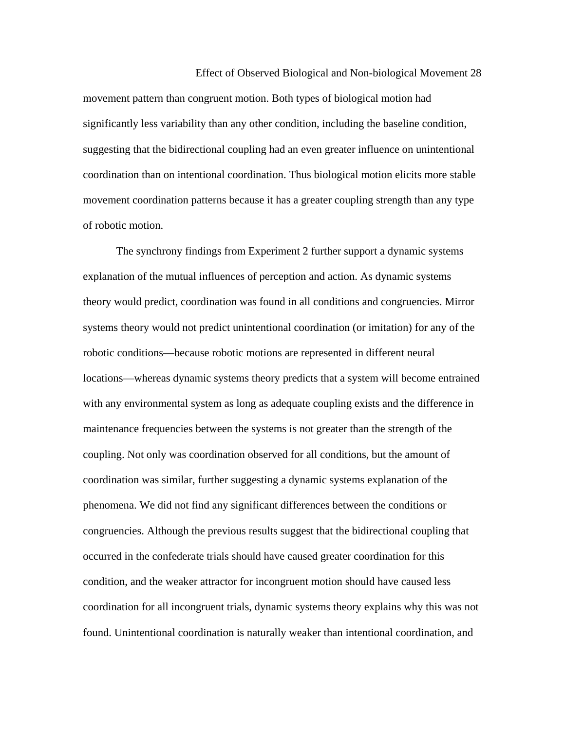movement pattern than congruent motion. Both types of biological motion had significantly less variability than any other condition, including the baseline condition, suggesting that the bidirectional coupling had an even greater influence on unintentional coordination than on intentional coordination. Thus biological motion elicits more stable movement coordination patterns because it has a greater coupling strength than any type of robotic motion.

The synchrony findings from Experiment 2 further support a dynamic systems explanation of the mutual influences of perception and action. As dynamic systems theory would predict, coordination was found in all conditions and congruencies. Mirror systems theory would not predict unintentional coordination (or imitation) for any of the robotic conditions—because robotic motions are represented in different neural locations—whereas dynamic systems theory predicts that a system will become entrained with any environmental system as long as adequate coupling exists and the difference in maintenance frequencies between the systems is not greater than the strength of the coupling. Not only was coordination observed for all conditions, but the amount of coordination was similar, further suggesting a dynamic systems explanation of the phenomena. We did not find any significant differences between the conditions or congruencies. Although the previous results suggest that the bidirectional coupling that occurred in the confederate trials should have caused greater coordination for this condition, and the weaker attractor for incongruent motion should have caused less coordination for all incongruent trials, dynamic systems theory explains why this was not found. Unintentional coordination is naturally weaker than intentional coordination, and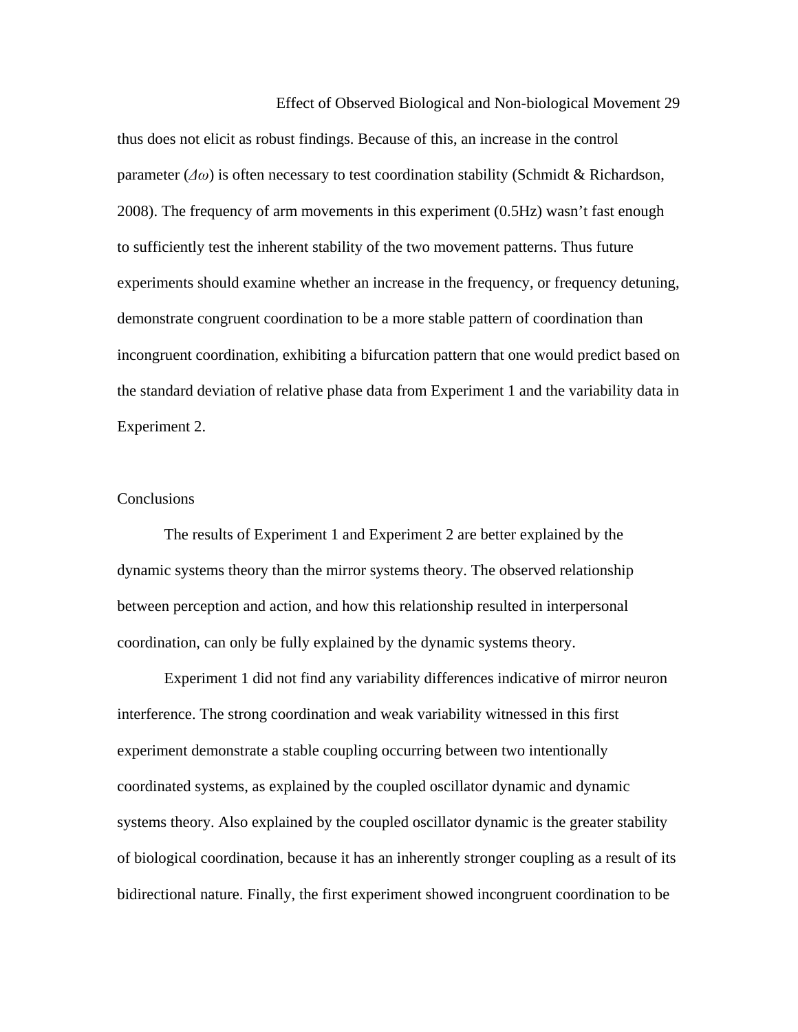thus does not elicit as robust findings. Because of this, an increase in the control parameter ($\Delta\omega$) is often necessary to test coordination stability (Schmidt & Richardson, 2008). The frequency of arm movements in this experiment (0.5Hz) wasn't fast enough to sufficiently test the inherent stability of the two movement patterns. Thus future experiments should examine whether an increase in the frequency, or frequency detuning, demonstrate congruent coordination to be a more stable pattern of coordination than incongruent coordination, exhibiting a bifurcation pattern that one would predict based on the standard deviation of relative phase data from Experiment 1 and the variability data in Experiment 2.

## Conclusions

The results of Experiment 1 and Experiment 2 are better explained by the dynamic systems theory than the mirror systems theory. The observed relationship between perception and action, and how this relationship resulted in interpersonal coordination, can only be fully explained by the dynamic systems theory.

Experiment 1 did not find any variability differences indicative of mirror neuron interference. The strong coordination and weak variability witnessed in this first experiment demonstrate a stable coupling occurring between two intentionally coordinated systems, as explained by the coupled oscillator dynamic and dynamic systems theory. Also explained by the coupled oscillator dynamic is the greater stability of biological coordination, because it has an inherently stronger coupling as a result of its bidirectional nature. Finally, the first experiment showed incongruent coordination to be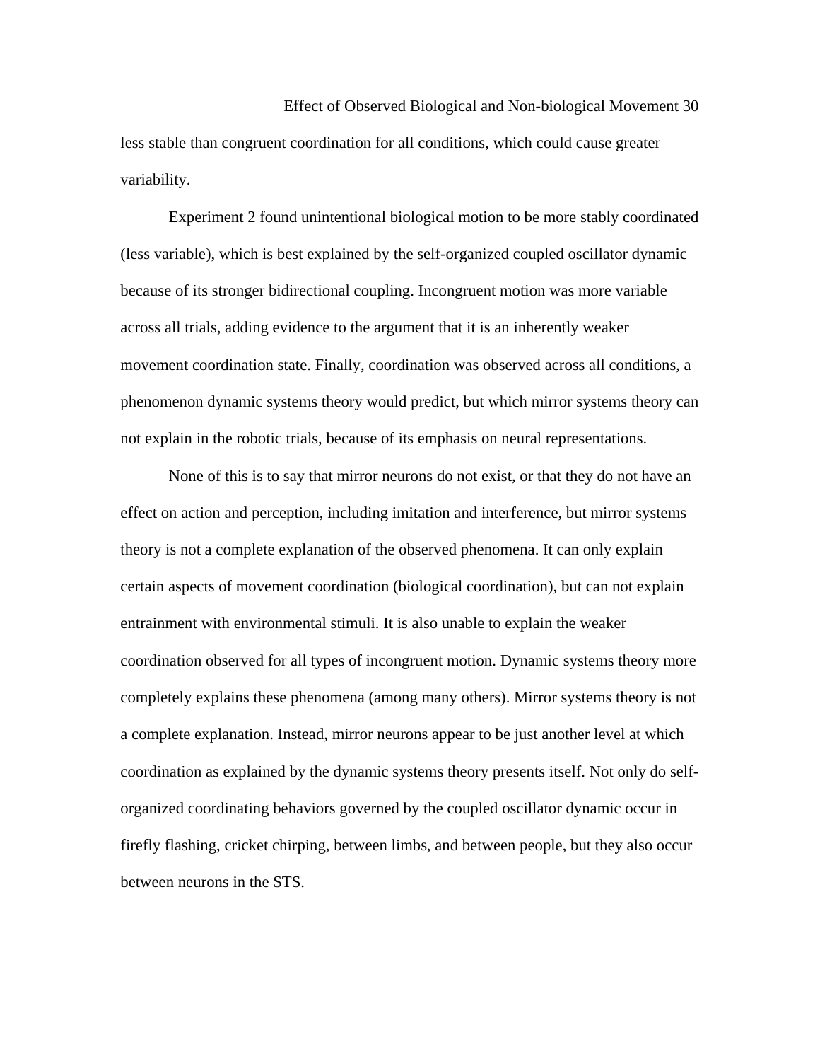less stable than congruent coordination for all conditions, which could cause greater variability.

Experiment 2 found unintentional biological motion to be more stably coordinated (less variable), which is best explained by the self-organized coupled oscillator dynamic because of its stronger bidirectional coupling. Incongruent motion was more variable across all trials, adding evidence to the argument that it is an inherently weaker movement coordination state. Finally, coordination was observed across all conditions, a phenomenon dynamic systems theory would predict, but which mirror systems theory can not explain in the robotic trials, because of its emphasis on neural representations.

None of this is to say that mirror neurons do not exist, or that they do not have an effect on action and perception, including imitation and interference, but mirror systems theory is not a complete explanation of the observed phenomena. It can only explain certain aspects of movement coordination (biological coordination), but can not explain entrainment with environmental stimuli. It is also unable to explain the weaker coordination observed for all types of incongruent motion. Dynamic systems theory more completely explains these phenomena (among many others). Mirror systems theory is not a complete explanation. Instead, mirror neurons appear to be just another level at which coordination as explained by the dynamic systems theory presents itself. Not only do self-organized coordinating behaviors governed by the coupled oscillator dynamic occur in firefly flashing, cricket chirping, between limbs, and between people, but they also occur between neurons in the STS.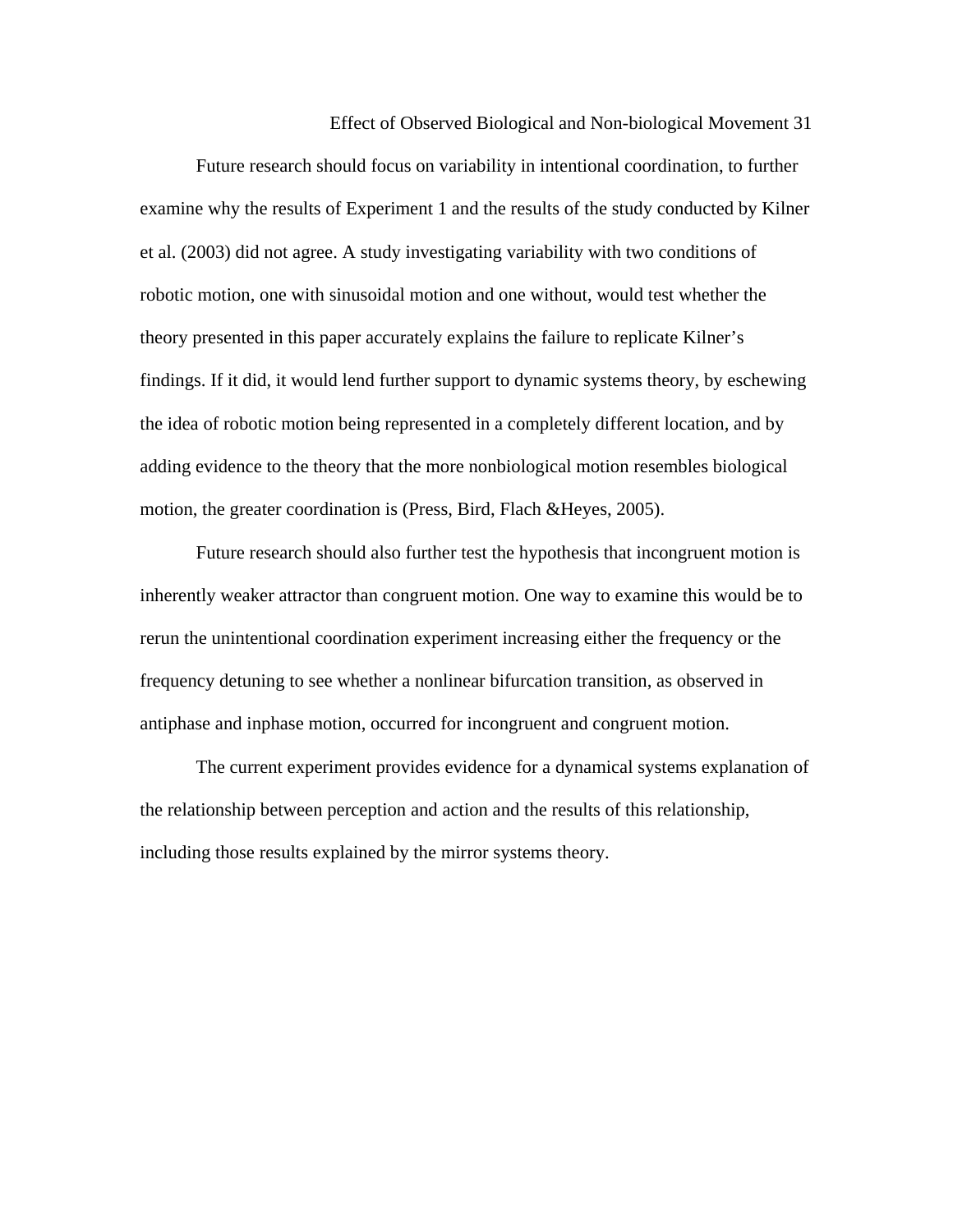Future research should focus on variability in intentional coordination, to further examine why the results of Experiment 1 and the results of the study conducted by Kilner et al. (2003) did not agree. A study investigating variability with two conditions of robotic motion, one with sinusoidal motion and one without, would test whether the theory presented in this paper accurately explains the failure to replicate Kilner's findings. If it did, it would lend further support to dynamic systems theory, by eschewing the idea of robotic motion being represented in a completely different location, and by adding evidence to the theory that the more nonbiological motion resembles biological motion, the greater coordination is (Press, Bird, Flach &Heyes, 2005).

Future research should also further test the hypothesis that incongruent motion is inherently weaker attractor than congruent motion. One way to examine this would be to rerun the unintentional coordination experiment increasing either the frequency or the frequency detuning to see whether a nonlinear bifurcation transition, as observed in antiphase and inphase motion, occurred for incongruent and congruent motion.

The current experiment provides evidence for a dynamical systems explanation of the relationship between perception and action and the results of this relationship, including those results explained by the mirror systems theory.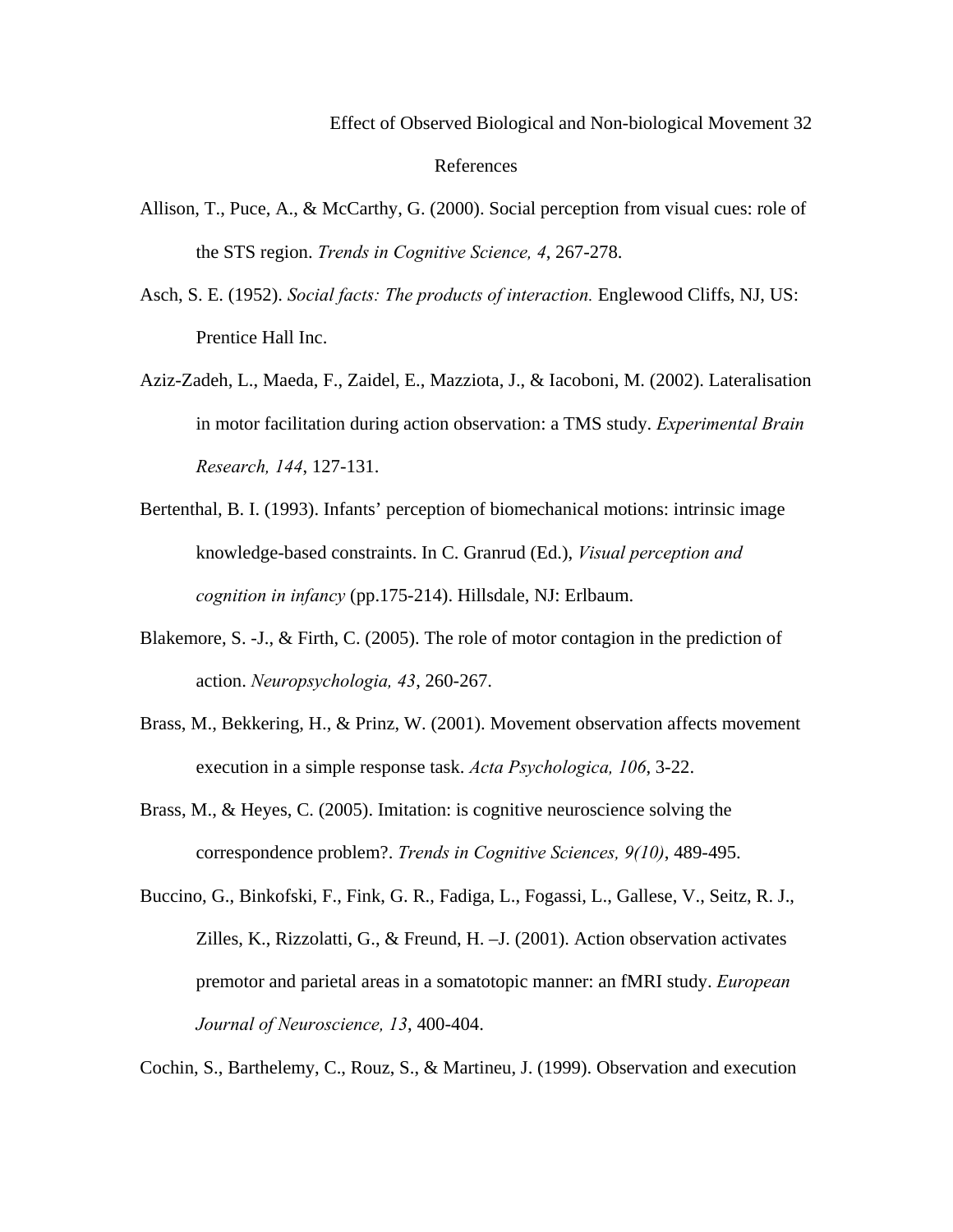# References

Allison, T., Puce, A., & McCarthy, G. (2000). Social perception from visual cues: role of the STS region. *Trends in Cognitive Science, 4*, 267-278.

Asch, S. E. (1952). *Social facts: The products of interaction.* Englewood Cliffs, NJ, US: Prentice Hall Inc.

Aziz-Zadeh, L., Maeda, F., Zaidel, E., Mazziota, J., & Iacoboni, M. (2002). Lateralisation in motor facilitation during action observation: a TMS study. *Experimental Brain Research, 144*, 127-131.

Bertenthal, B. I. (1993). Infants' perception of biomechanical motions: intrinsic image knowledge-based constraints. In C. Granrud (Ed.), *Visual perception and cognition in infancy* (pp.175-214). Hillsdale, NJ: Erlbaum.

Blakemore, S. -J., & Firth, C. (2005). The role of motor contagion in the prediction of action. *Neuropsychologia, 43*, 260-267.

Brass, M., Bekkering, H., & Prinz, W. (2001). Movement observation affects movement execution in a simple response task. *Acta Psychologica, 106*, 3-22.

Brass, M., & Heyes, C. (2005). Imitation: is cognitive neuroscience solving the correspondence problem?. *Trends in Cognitive Sciences, 9(10)*, 489-495.

Buccino, G., Binkofski, F., Fink, G. R., Fadiga, L., Fogassi, L., Gallese, V., Seitz, R. J., Zilles, K., Rizzolatti, G., & Freund, H. –J. (2001). Action observation activates premotor and parietal areas in a somatotopic manner: an fMRI study. *European Journal of Neuroscience, 13*, 400-404.

Cochin, S., Barthelemy, C., Rouz, S., & Martineu, J. (1999). Observation and execution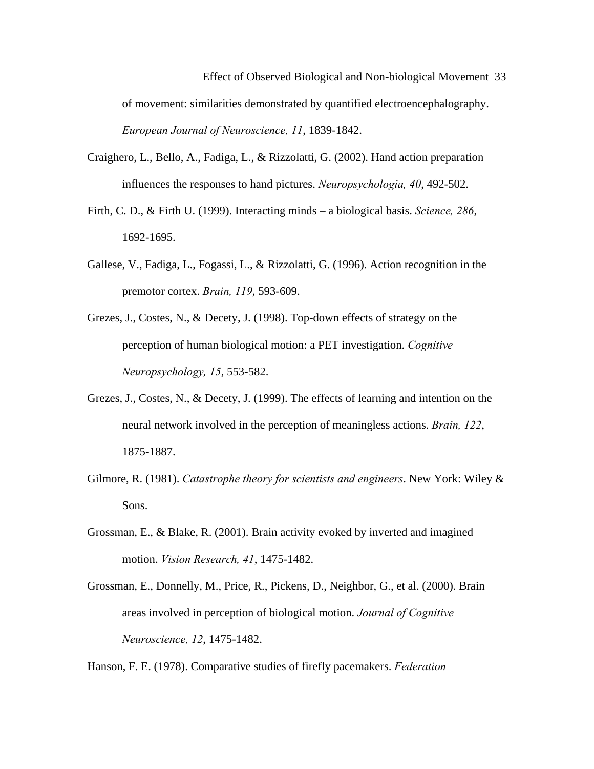of movement: similarities demonstrated by quantified electroencephalography. *European Journal of Neuroscience, 11*, 1839-1842.

Craighero, L., Bello, A., Fadiga, L., & Rizzolatti, G. (2002). Hand action preparation influences the responses to hand pictures. *Neuropsychologia, 40*, 492-502.

Firth, C. D., & Firth U. (1999). Interacting minds – a biological basis. *Science, 286*, 1692-1695.

Gallese, V., Fadiga, L., Fogassi, L., & Rizzolatti, G. (1996). Action recognition in the premotor cortex. *Brain, 119*, 593-609.

Grezes, J., Costes, N., & Decety, J. (1998). Top-down effects of strategy on the perception of human biological motion: a PET investigation. *Cognitive Neuropsychology, 15*, 553-582.

Grezes, J., Costes, N., & Decety, J. (1999). The effects of learning and intention on the neural network involved in the perception of meaningless actions. *Brain, 122*, 1875-1887.

Gilmore, R. (1981). *Catastrophe theory for scientists and engineers*. New York: Wiley & Sons.

Grossman, E., & Blake, R. (2001). Brain activity evoked by inverted and imagined motion. *Vision Research, 41*, 1475-1482.

Grossman, E., Donnelly, M., Price, R., Pickens, D., Neighbor, G., et al. (2000). Brain areas involved in perception of biological motion. *Journal of Cognitive Neuroscience, 12*, 1475-1482.

Hanson, F. E. (1978). Comparative studies of firefly pacemakers. *Federation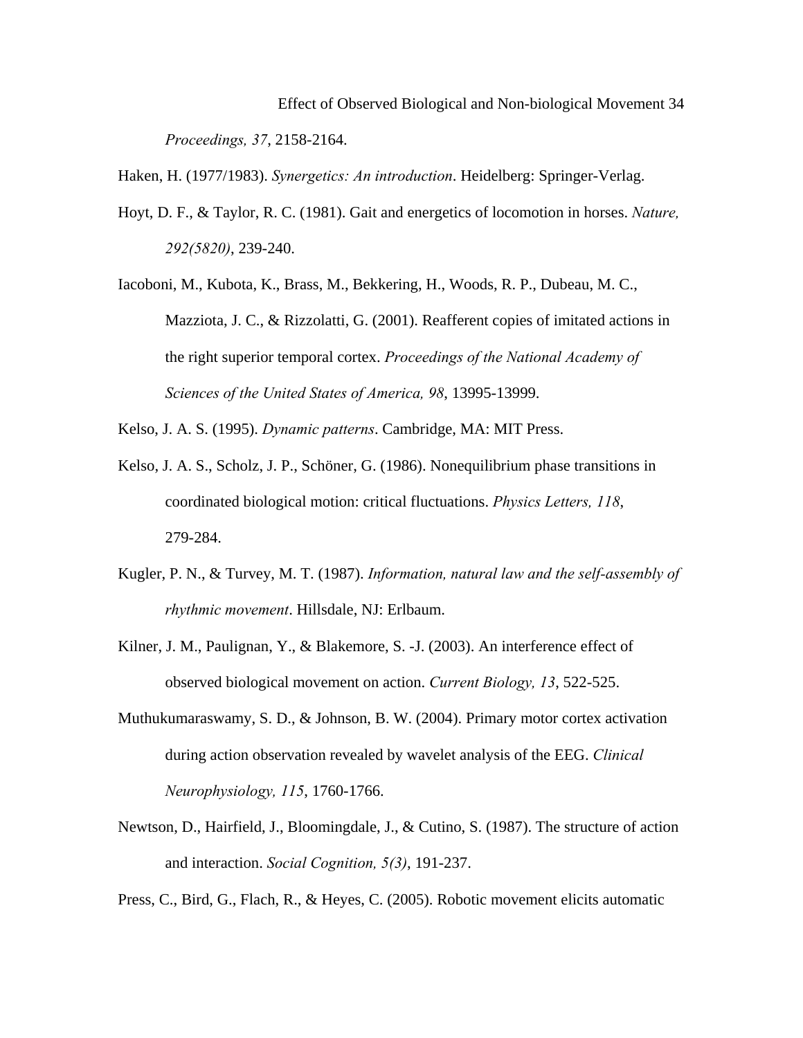*Proceedings, 37*, 2158-2164.

Haken, H. (1977/1983). *Synergetics: An introduction*. Heidelberg: Springer-Verlag.

Hoyt, D. F., & Taylor, R. C. (1981). Gait and energetics of locomotion in horses. *Nature, 292(5820)*, 239-240.

Iacoboni, M., Kubota, K., Brass, M., Bekkering, H., Woods, R. P., Dubeau, M. C., Mazziota, J. C., & Rizzolatti, G. (2001). Reafferent copies of imitated actions in the right superior temporal cortex. *Proceedings of the National Academy of Sciences of the United States of America, 98*, 13995-13999.

Kelso, J. A. S. (1995). *Dynamic patterns*. Cambridge, MA: MIT Press.

Kelso, J. A. S., Scholz, J. P., Schöner, G. (1986). Nonequilibrium phase transitions in coordinated biological motion: critical fluctuations. *Physics Letters, 118*, 279-284.

Kugler, P. N., & Turvey, M. T. (1987). *Information, natural law and the self-assembly of rhythmic movement*. Hillsdale, NJ: Erlbaum.

Kilner, J. M., Paulignan, Y., & Blakemore, S. -J. (2003). An interference effect of observed biological movement on action. *Current Biology, 13*, 522-525.

Muthukumaraswamy, S. D., & Johnson, B. W. (2004). Primary motor cortex activation during action observation revealed by wavelet analysis of the EEG. *Clinical Neurophysiology, 115*, 1760-1766.

Newtson, D., Hairfield, J., Bloomingdale, J., & Cutino, S. (1987). The structure of action and interaction. *Social Cognition, 5(3)*, 191-237.

Press, C., Bird, G., Flach, R., & Heyes, C. (2005). Robotic movement elicits automatic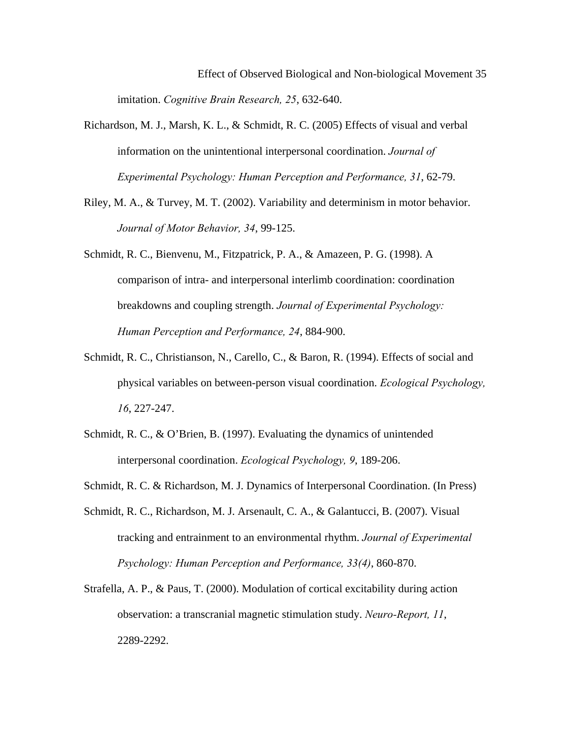imitation. *Cognitive Brain Research, 25*, 632-640.

Richardson, M. J., Marsh, K. L., & Schmidt, R. C. (2005) Effects of visual and verbal information on the unintentional interpersonal coordination. *Journal of Experimental Psychology: Human Perception and Performance, 31*, 62-79.

Riley, M. A., & Turvey, M. T. (2002). Variability and determinism in motor behavior. *Journal of Motor Behavior, 34*, 99-125.

Schmidt, R. C., Bienvenu, M., Fitzpatrick, P. A., & Amazeen, P. G. (1998). A comparison of intra- and interpersonal interlimb coordination: coordination breakdowns and coupling strength. *Journal of Experimental Psychology: Human Perception and Performance, 24*, 884-900.

Schmidt, R. C., Christianson, N., Carello, C., & Baron, R. (1994). Effects of social and physical variables on between-person visual coordination. *Ecological Psychology, 16*, 227-247.

Schmidt, R. C., & O'Brien, B. (1997). Evaluating the dynamics of unintended interpersonal coordination. *Ecological Psychology, 9*, 189-206.

Schmidt, R. C. & Richardson, M. J. Dynamics of Interpersonal Coordination. (In Press)

Schmidt, R. C., Richardson, M. J. Arsenault, C. A., & Galantucci, B. (2007). Visual tracking and entrainment to an environmental rhythm. *Journal of Experimental Psychology: Human Perception and Performance, 33(4)*, 860-870.

Strafella, A. P., & Paus, T. (2000). Modulation of cortical excitability during action observation: a transcranial magnetic stimulation study. *Neuro-Report, 11*, 2289-2292.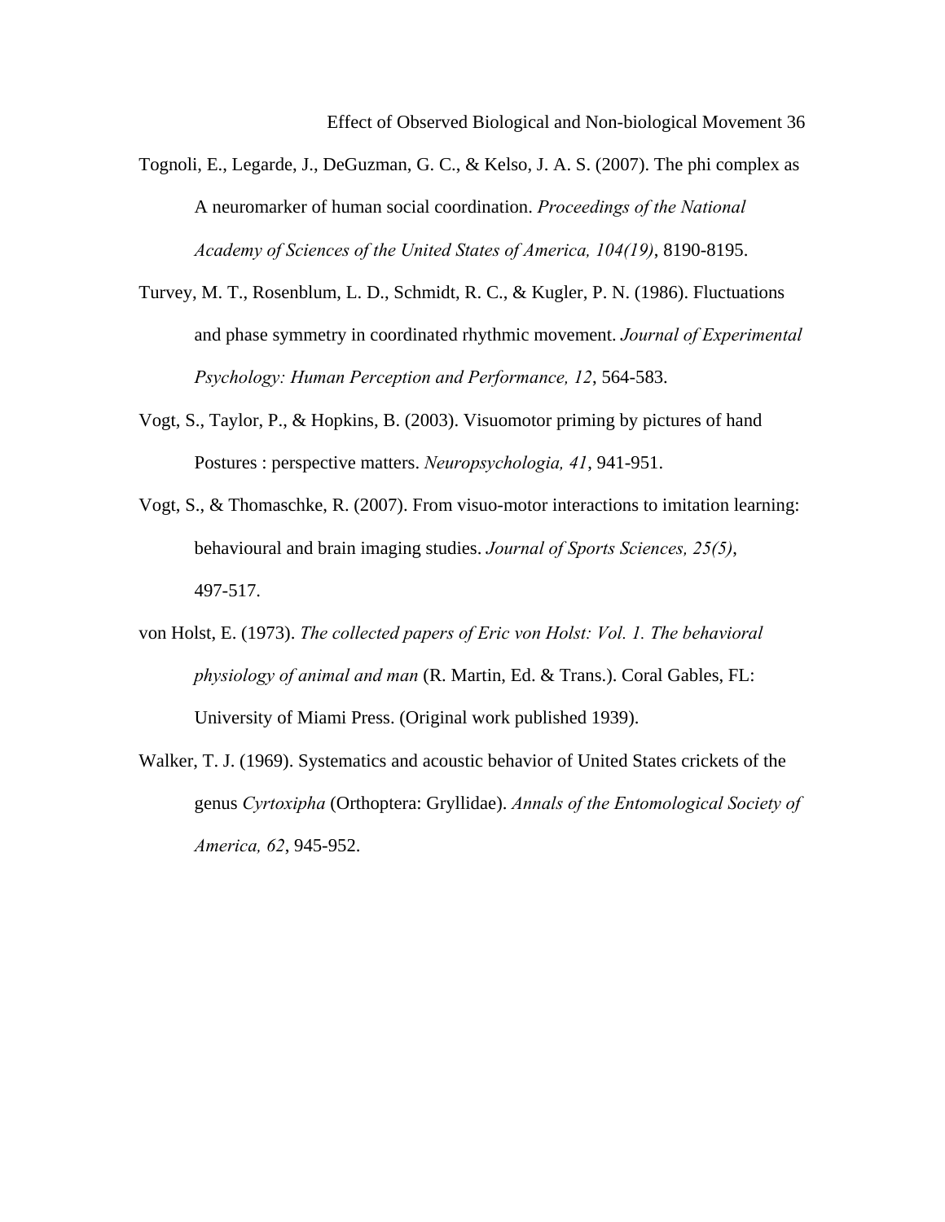Tognoli, E., Legarde, J., DeGuzman, G. C., & Kelso, J. A. S. (2007). The phi complex as A neuromarker of human social coordination. *Proceedings of the National Academy of Sciences of the United States of America, 104(19)*, 8190-8195.

Turvey, M. T., Rosenblum, L. D., Schmidt, R. C., & Kugler, P. N. (1986). Fluctuations and phase symmetry in coordinated rhythmic movement. *Journal of Experimental Psychology: Human Perception and Performance, 12*, 564-583.

Vogt, S., Taylor, P., & Hopkins, B. (2003). Visuomotor priming by pictures of hand Postures : perspective matters. *Neuropsychologia, 41*, 941-951.

Vogt, S., & Thomaschke, R. (2007). From visuo-motor interactions to imitation learning: behavioural and brain imaging studies. *Journal of Sports Sciences, 25(5)*, 497-517.

von Holst, E. (1973). *The collected papers of Eric von Holst: Vol. 1. The behavioral physiology of animal and man* (R. Martin, Ed. & Trans.). Coral Gables, FL: University of Miami Press. (Original work published 1939).

Walker, T. J. (1969). Systematics and acoustic behavior of United States crickets of the genus *Cyrtoxipha* (Orthoptera: Gryllidae). *Annals of the Entomological Society of America, 62*, 945-952.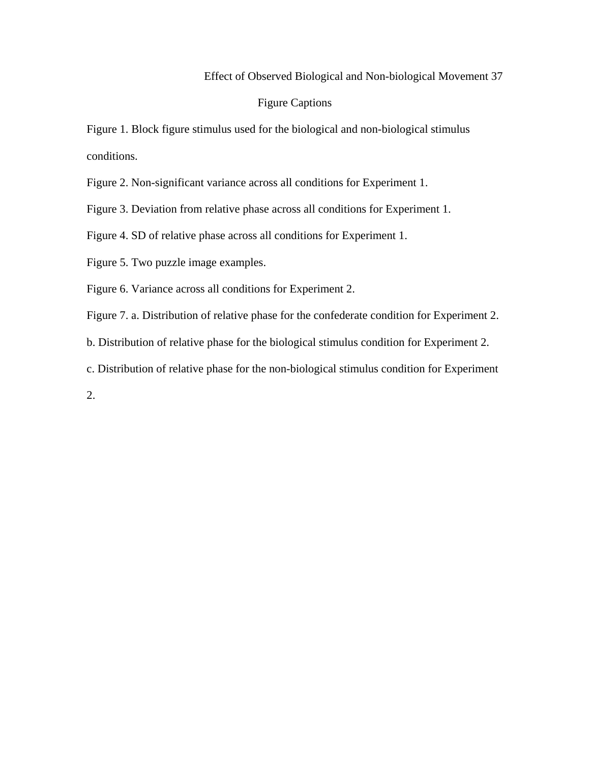# Figure Captions

Figure 1. Block figure stimulus used for the biological and non-biological stimulus conditions.

Figure 2. Non-significant variance across all conditions for Experiment 1.

Figure 3. Deviation from relative phase across all conditions for Experiment 1.

Figure 4. SD of relative phase across all conditions for Experiment 1.

Figure 5. Two puzzle image examples.

Figure 6. Variance across all conditions for Experiment 2.

Figure 7. a. Distribution of relative phase for the confederate condition for Experiment 2. b. Distribution of relative phase for the biological stimulus condition for Experiment 2. c. Distribution of relative phase for the non-biological stimulus condition for Experiment 2.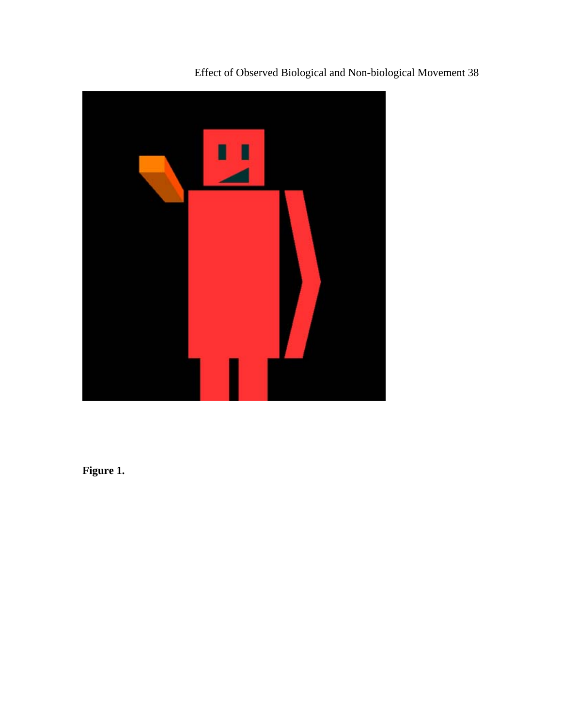**Figure 1.**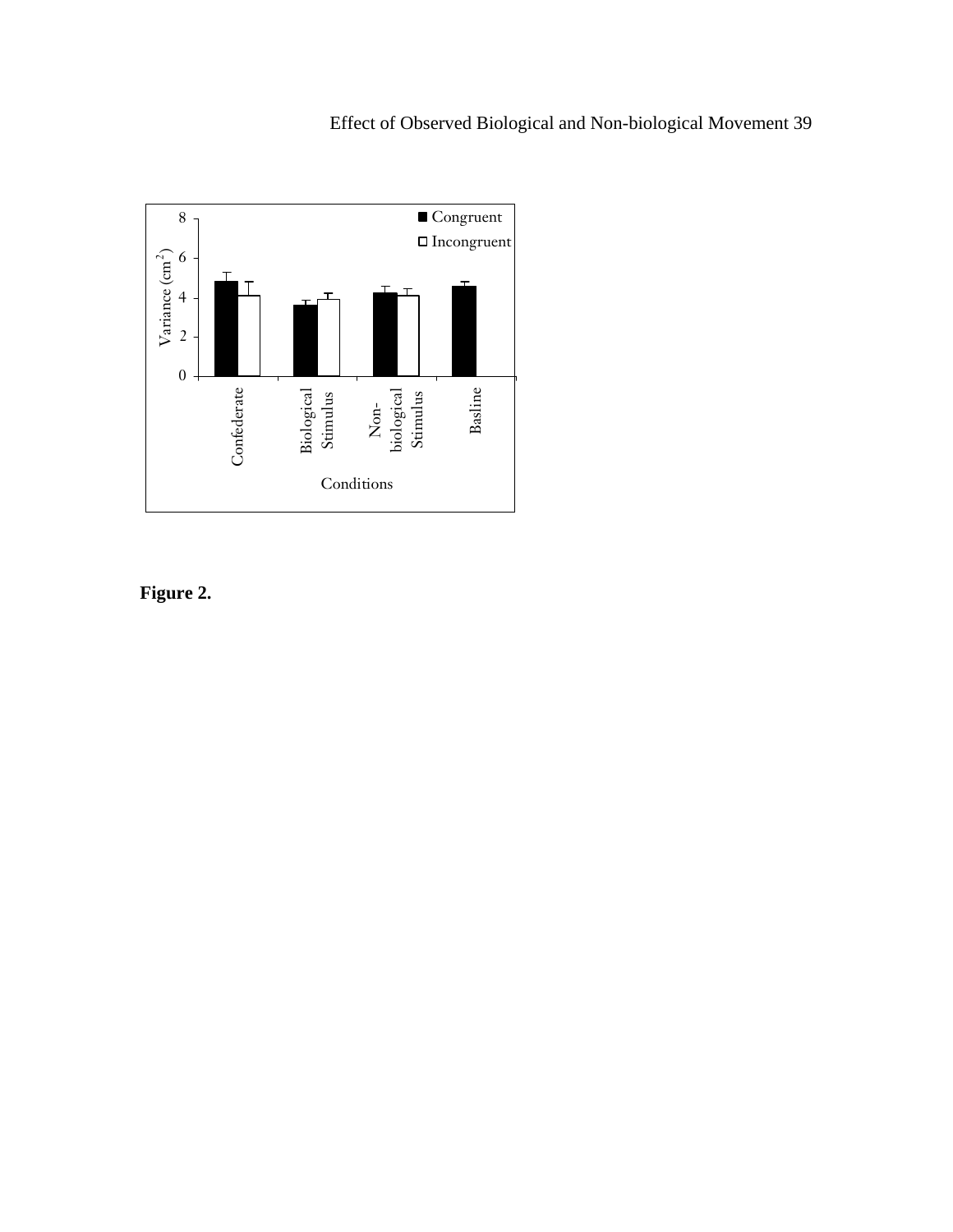**Figure 2.**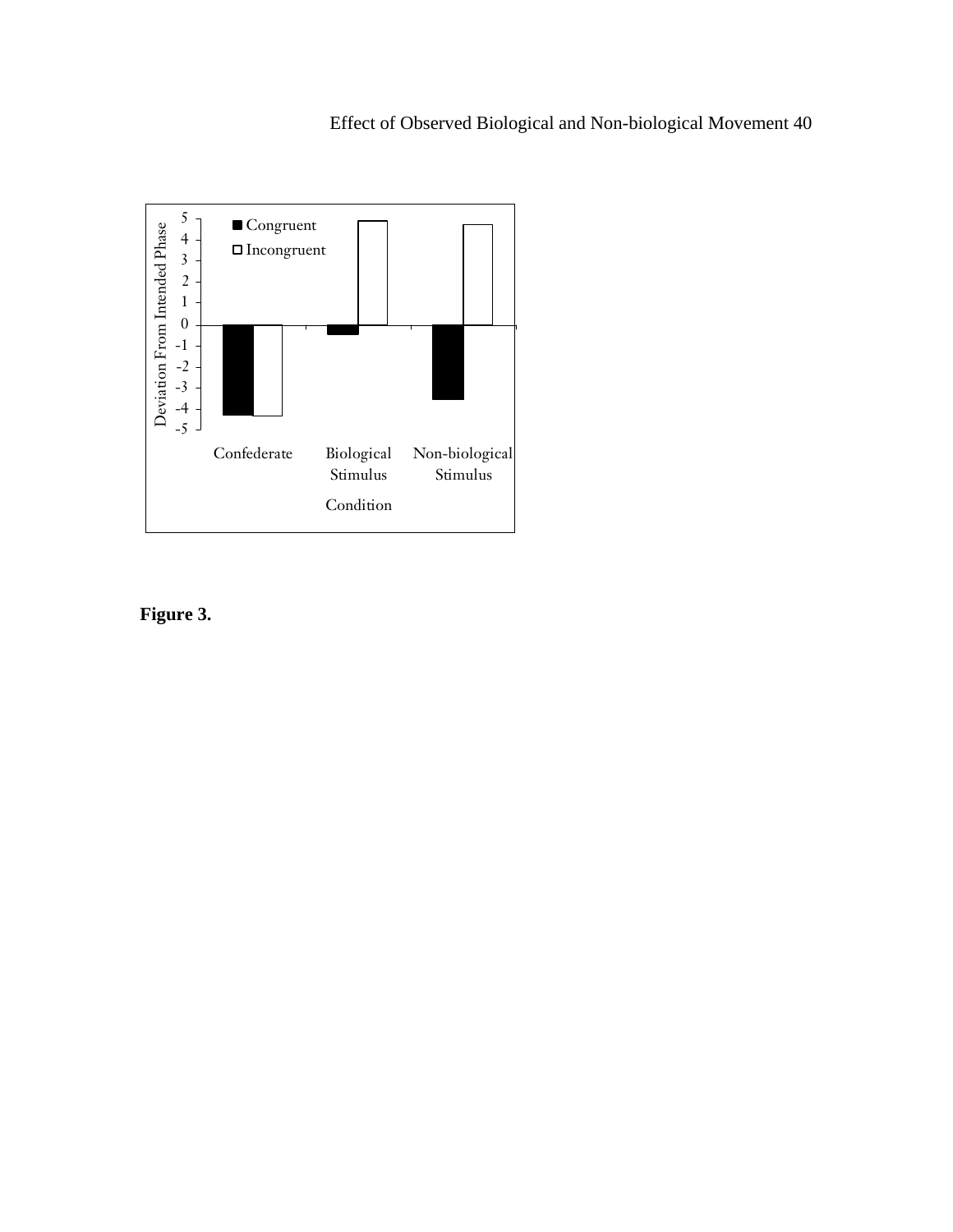**Figure 3.**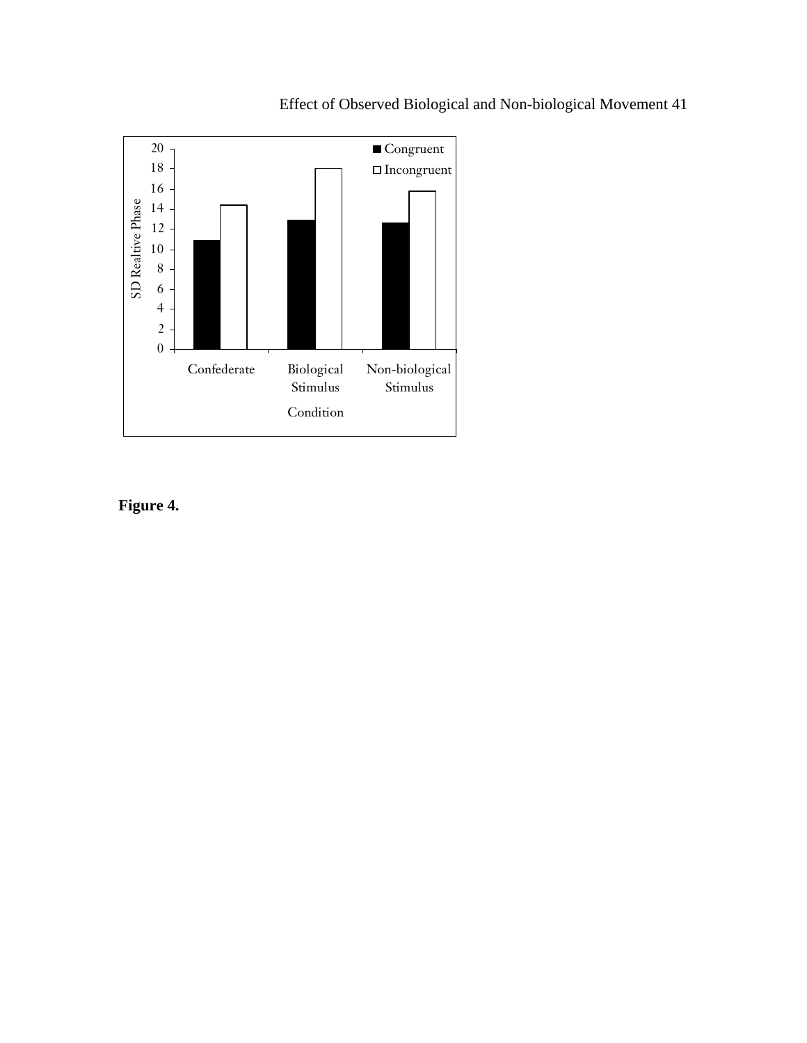**Figure 4.**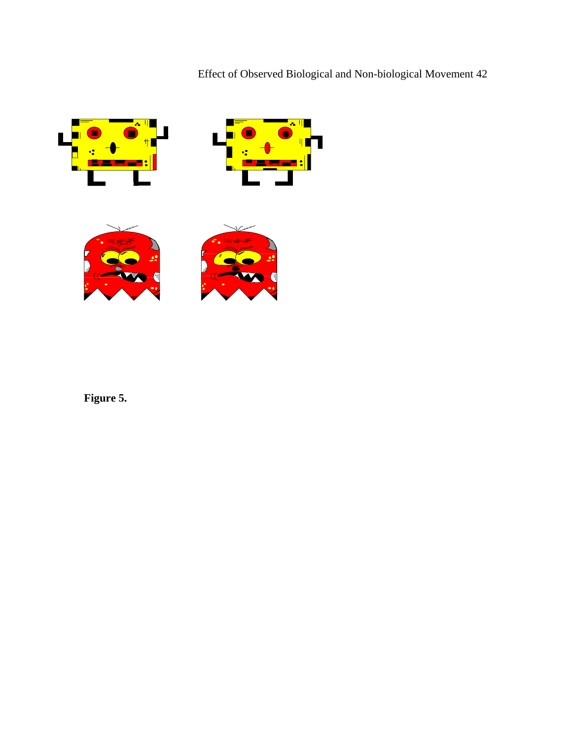**Figure 5.**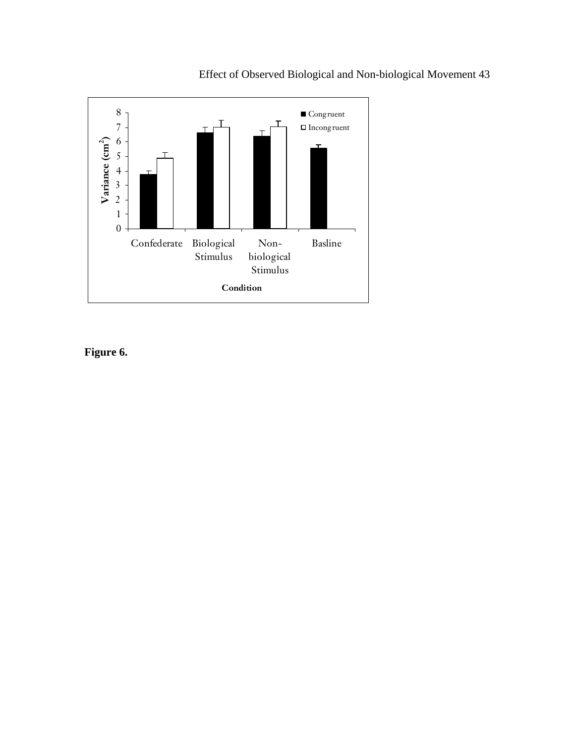Figure 6.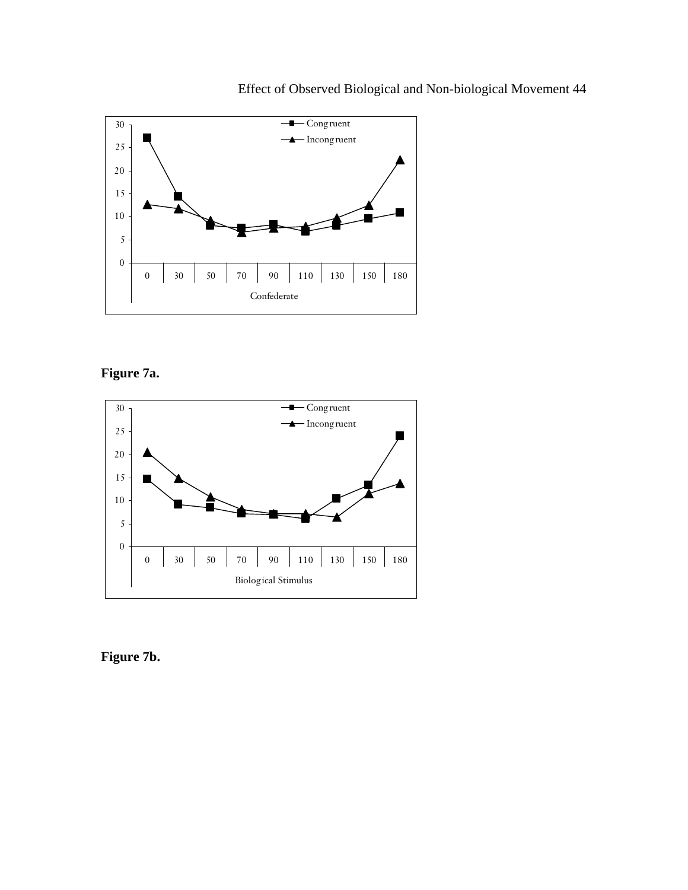Figure 7a.

Figure 7b.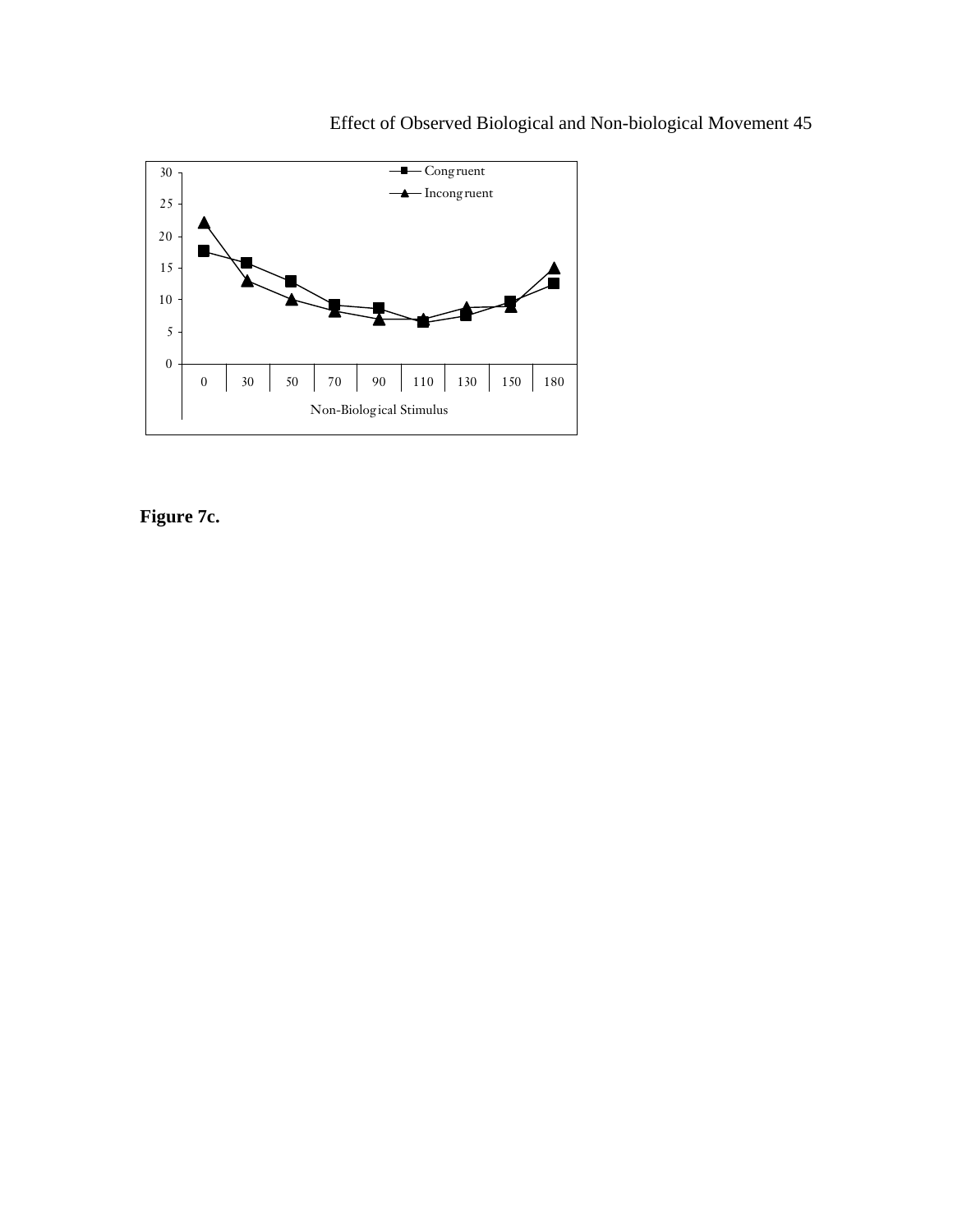30
25
20
15
10
5
0

Congruent
Incongruent

0 30 50 70 90 110 130 150 180

Non-Biological Stimulus

**Figure 7c.**